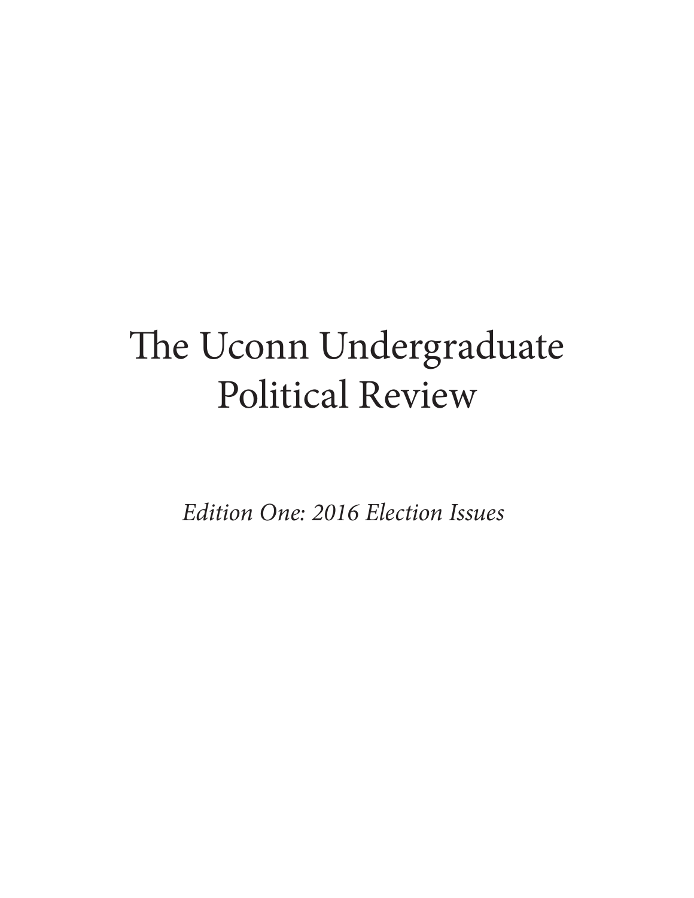# The Uconn Undergraduate Political Review

*Edition One: 2016 Election Issues*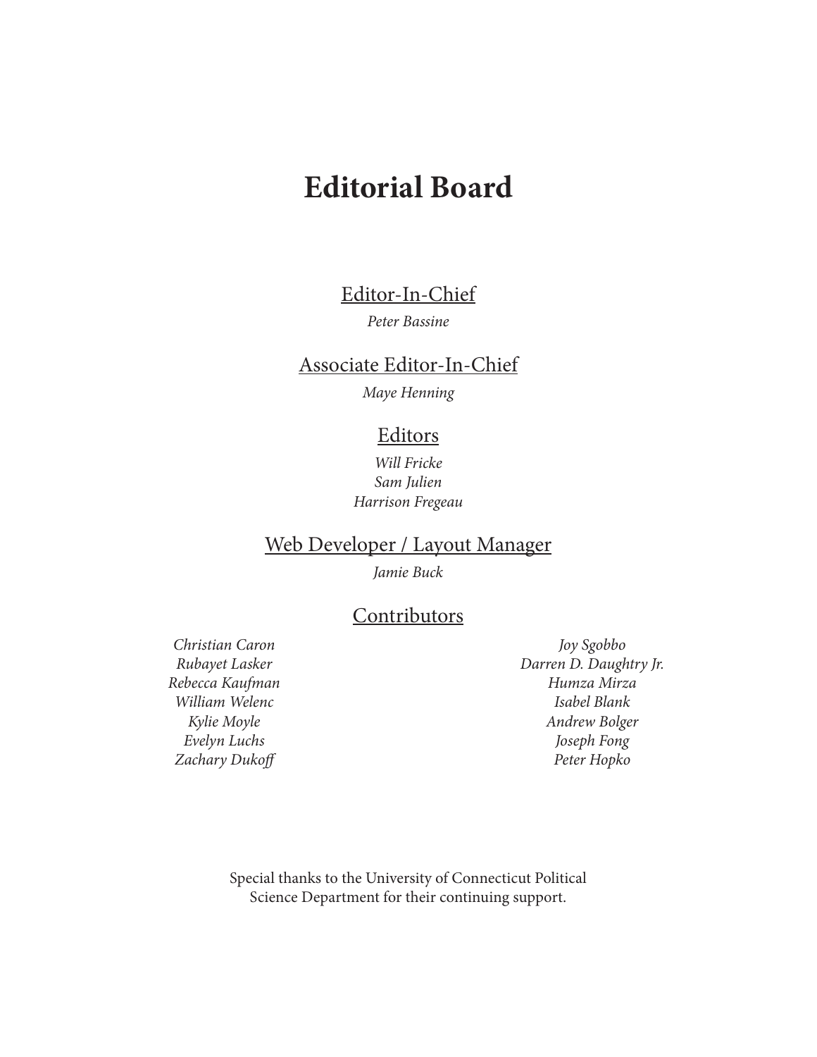# Editorial Board

## Editor-In-Chief

*Peter Bassine*

## Associate Editor-In-Chief

*Maye Henning*

## Editors

*Will Fricke*
*Sam Julien*
*Harrison Fregeau*

## Web Developer / Layout Manager

*Jamie Buck*

## Contributors

*Christian Caron*
*Rubayet Lasker*
*Rebecca Kaufman*
*William Welenc*
*Kylie Moyle*
*Evelyn Luchs*
*Zachary Dukoff*
*Joy Sgobbo*
*Darren D. Daughtry Jr.*
*Humza Mirza*
*Isabel Blank*
*Andrew Bolger*
*Joseph Fong*
*Peter Hopko*

Special thanks to the University of Connecticut Political Science Department for their continuing support.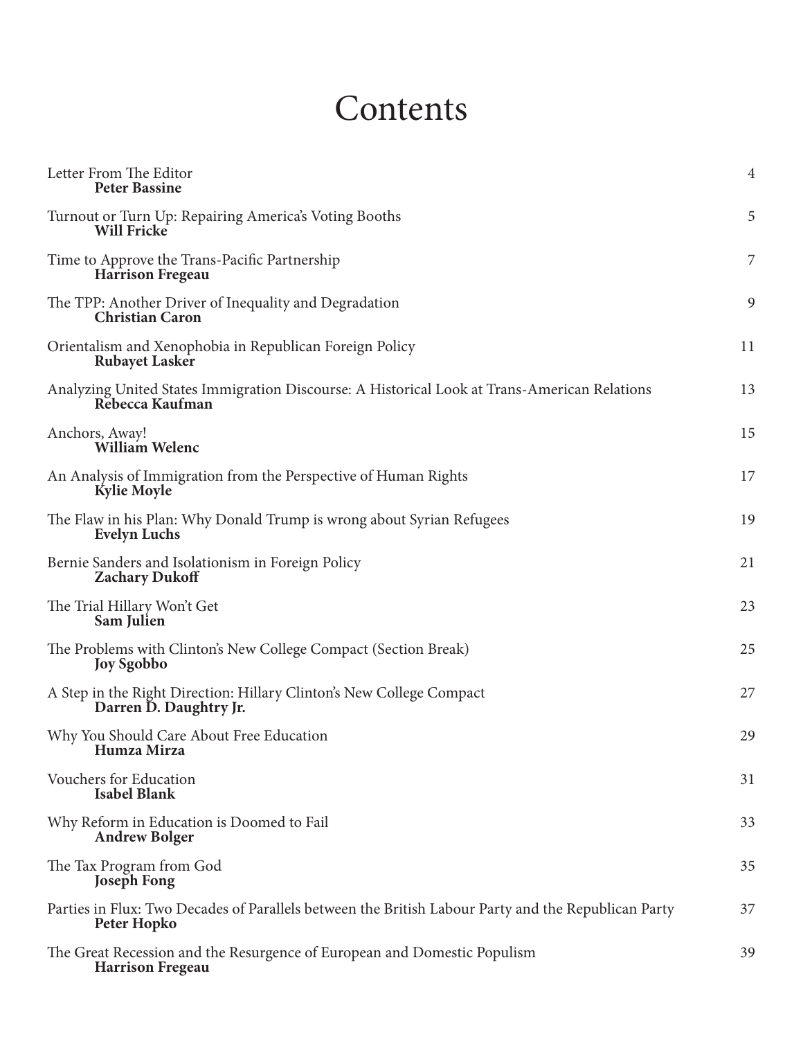# Contents

Letter From The Editor — 4
**Peter Bassine**

Turnout or Turn Up: Repairing America's Voting Booths — 5
**Will Fricke**

Time to Approve the Trans-Pacific Partnership — 7
**Harrison Fregeau**

The TPP: Another Driver of Inequality and Degradation — 9
**Christian Caron**

Orientalism and Xenophobia in Republican Foreign Policy — 11
**Rubayet Lasker**

Analyzing United States Immigration Discourse: A Historical Look at Trans-American Relations — 13
**Rebecca Kaufman**

Anchors, Away! — 15
**William Welenc**

An Analysis of Immigration from the Perspective of Human Rights — 17
**Kylie Moyle**

The Flaw in his Plan: Why Donald Trump is wrong about Syrian Refugees — 19
**Evelyn Luchs**

Bernie Sanders and Isolationism in Foreign Policy — 21
**Zachary Dukoff**

The Trial Hillary Won't Get — 23
**Sam Julien**

The Problems with Clinton's New College Compact (Section Break) — 25
**Joy Sgobbo**

A Step in the Right Direction: Hillary Clinton's New College Compact — 27
**Darren D. Daughtry Jr.**

Why You Should Care About Free Education — 29
**Humza Mirza**

Vouchers for Education — 31
**Isabel Blank**

Why Reform in Education is Doomed to Fail — 33
**Andrew Bolger**

The Tax Program from God — 35
**Joseph Fong**

Parties in Flux: Two Decades of Parallels between the British Labour Party and the Republican Party — 37
**Peter Hopko**

The Great Recession and the Resurgence of European and Domestic Populism — 39
**Harrison Fregeau**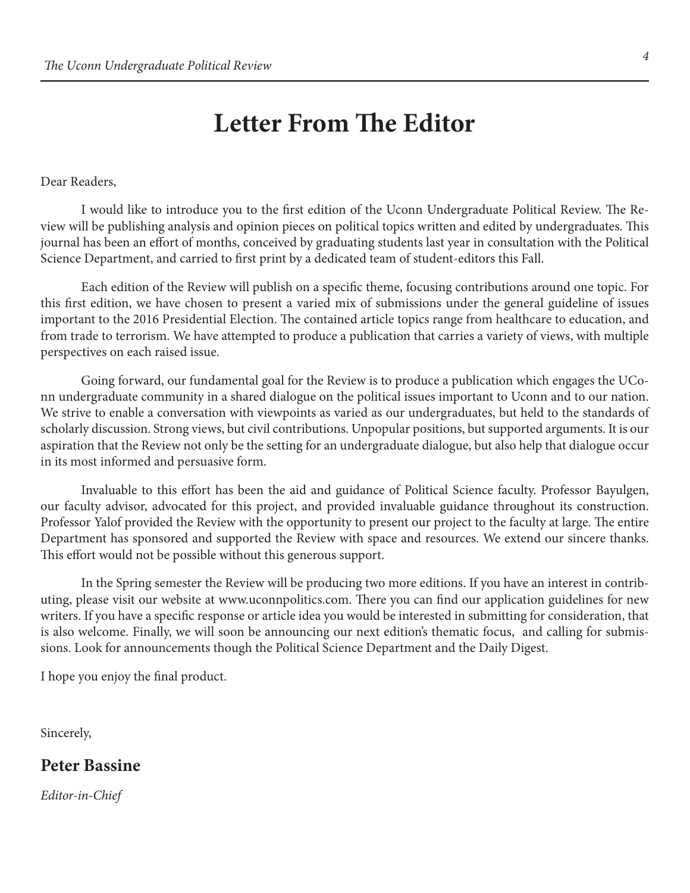# Letter From The Editor

Dear Readers,

I would like to introduce you to the first edition of the Uconn Undergraduate Political Review. The Review will be publishing analysis and opinion pieces on political topics written and edited by undergraduates. This journal has been an effort of months, conceived by graduating students last year in consultation with the Political Science Department, and carried to first print by a dedicated team of student-editors this Fall.

Each edition of the Review will publish on a specific theme, focusing contributions around one topic. For this first edition, we have chosen to present a varied mix of submissions under the general guideline of issues important to the 2016 Presidential Election. The contained article topics range from healthcare to education, and from trade to terrorism. We have attempted to produce a publication that carries a variety of views, with multiple perspectives on each raised issue.

Going forward, our fundamental goal for the Review is to produce a publication which engages the UConn undergraduate community in a shared dialogue on the political issues important to Uconn and to our nation. We strive to enable a conversation with viewpoints as varied as our undergraduates, but held to the standards of scholarly discussion. Strong views, but civil contributions. Unpopular positions, but supported arguments. It is our aspiration that the Review not only be the setting for an undergraduate dialogue, but also help that dialogue occur in its most informed and persuasive form.

Invaluable to this effort has been the aid and guidance of Political Science faculty. Professor Bayulgen, our faculty advisor, advocated for this project, and provided invaluable guidance throughout its construction. Professor Yalof provided the Review with the opportunity to present our project to the faculty at large. The entire Department has sponsored and supported the Review with space and resources. We extend our sincere thanks. This effort would not be possible without this generous support.

In the Spring semester the Review will be producing two more editions. If you have an interest in contributing, please visit our website at www.uconnpolitics.com. There you can find our application guidelines for new writers. If you have a specific response or article idea you would be interested in submitting for consideration, that is also welcome. Finally, we will soon be announcing our next edition's thematic focus, and calling for submissions. Look for announcements though the Political Science Department and the Daily Digest.

I hope you enjoy the final product.

Sincerely,

**Peter Bassine**

*Editor-in-Chief*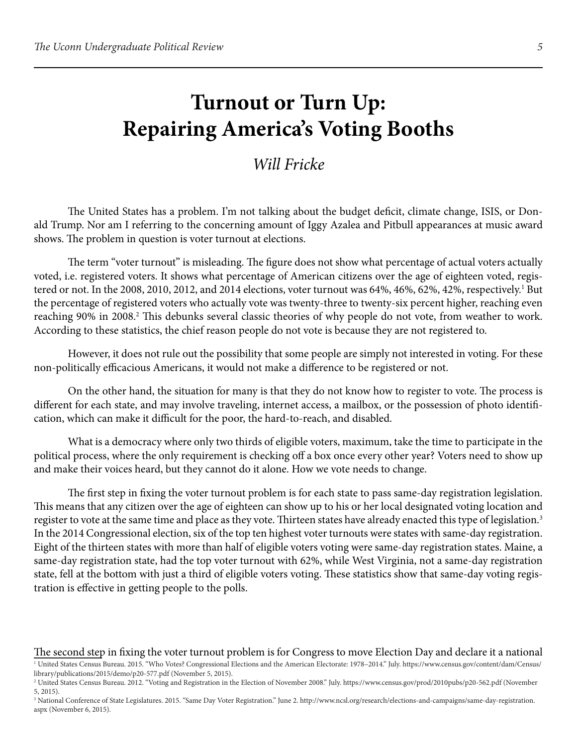# Turnout or Turn Up: Repairing America's Voting Booths

*Will Fricke*

The United States has a problem. I'm not talking about the budget deficit, climate change, ISIS, or Donald Trump. Nor am I referring to the concerning amount of Iggy Azalea and Pitbull appearances at music award shows. The problem in question is voter turnout at elections.

The term "voter turnout" is misleading. The figure does not show what percentage of actual voters actually voted, i.e. registered voters. It shows what percentage of American citizens over the age of eighteen voted, registered or not. In the 2008, 2010, 2012, and 2014 elections, voter turnout was 64%, 46%, 62%, 42%, respectively.[1] But the percentage of registered voters who actually vote was twenty-three to twenty-six percent higher, reaching even reaching 90% in 2008.[2] This debunks several classic theories of why people do not vote, from weather to work. According to these statistics, the chief reason people do not vote is because they are not registered to.

However, it does not rule out the possibility that some people are simply not interested in voting. For these non-politically efficacious Americans, it would not make a difference to be registered or not.

On the other hand, the situation for many is that they do not know how to register to vote. The process is different for each state, and may involve traveling, internet access, a mailbox, or the possession of photo identification, which can make it difficult for the poor, the hard-to-reach, and disabled.

What is a democracy where only two thirds of eligible voters, maximum, take the time to participate in the political process, where the only requirement is checking off a box once every other year? Voters need to show up and make their voices heard, but they cannot do it alone. How we vote needs to change.

The first step in fixing the voter turnout problem is for each state to pass same-day registration legislation. This means that any citizen over the age of eighteen can show up to his or her local designated voting location and register to vote at the same time and place as they vote. Thirteen states have already enacted this type of legislation.[3] In the 2014 Congressional election, six of the top ten highest voter turnouts were states with same-day registration. Eight of the thirteen states with more than half of eligible voters voting were same-day registration states. Maine, a same-day registration state, had the top voter turnout with 62%, while West Virginia, not a same-day registration state, fell at the bottom with just a third of eligible voters voting. These statistics show that same-day voting registration is effective in getting people to the polls.

The second step in fixing the voter turnout problem is for Congress to move Election Day and declare it a national

[1] United States Census Bureau. 2015. "Who Votes? Congressional Elections and the American Electorate: 1978–2014." July. https://www.census.gov/content/dam/Census/library/publications/2015/demo/p20-577.pdf (November 5, 2015).

[2] United States Census Bureau. 2012. "Voting and Registration in the Election of November 2008." July. https://www.census.gov/prod/2010pubs/p20-562.pdf (November 5, 2015).

[3] National Conference of State Legislatures. 2015. "Same Day Voter Registration." June 2. http://www.ncsl.org/research/elections-and-campaigns/same-day-registration.aspx (November 6, 2015).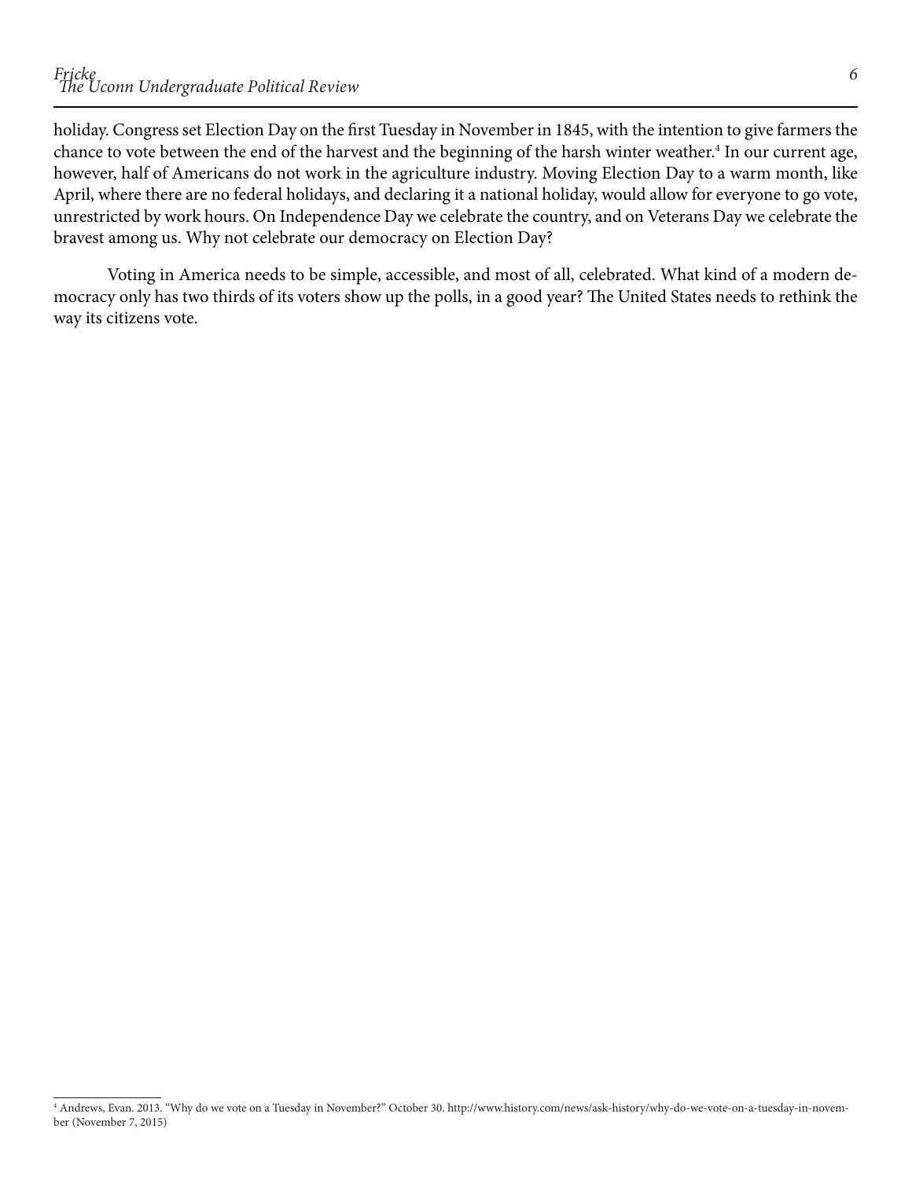holiday. Congress set Election Day on the first Tuesday in November in 1845, with the intention to give farmers the chance to vote between the end of the harvest and the beginning of the harsh winter weather.[4] In our current age, however, half of Americans do not work in the agriculture industry. Moving Election Day to a warm month, like April, where there are no federal holidays, and declaring it a national holiday, would allow for everyone to go vote, unrestricted by work hours. On Independence Day we celebrate the country, and on Veterans Day we celebrate the bravest among us. Why not celebrate our democracy on Election Day?

Voting in America needs to be simple, accessible, and most of all, celebrated. What kind of a modern democracy only has two thirds of its voters show up the polls, in a good year? The United States needs to rethink the way its citizens vote.

---

[4] Andrews, Evan. 2013. "Why do we vote on a Tuesday in November?" October 30. http://www.history.com/news/ask-history/why-do-we-vote-on-a-tuesday-in-november (November 7, 2015)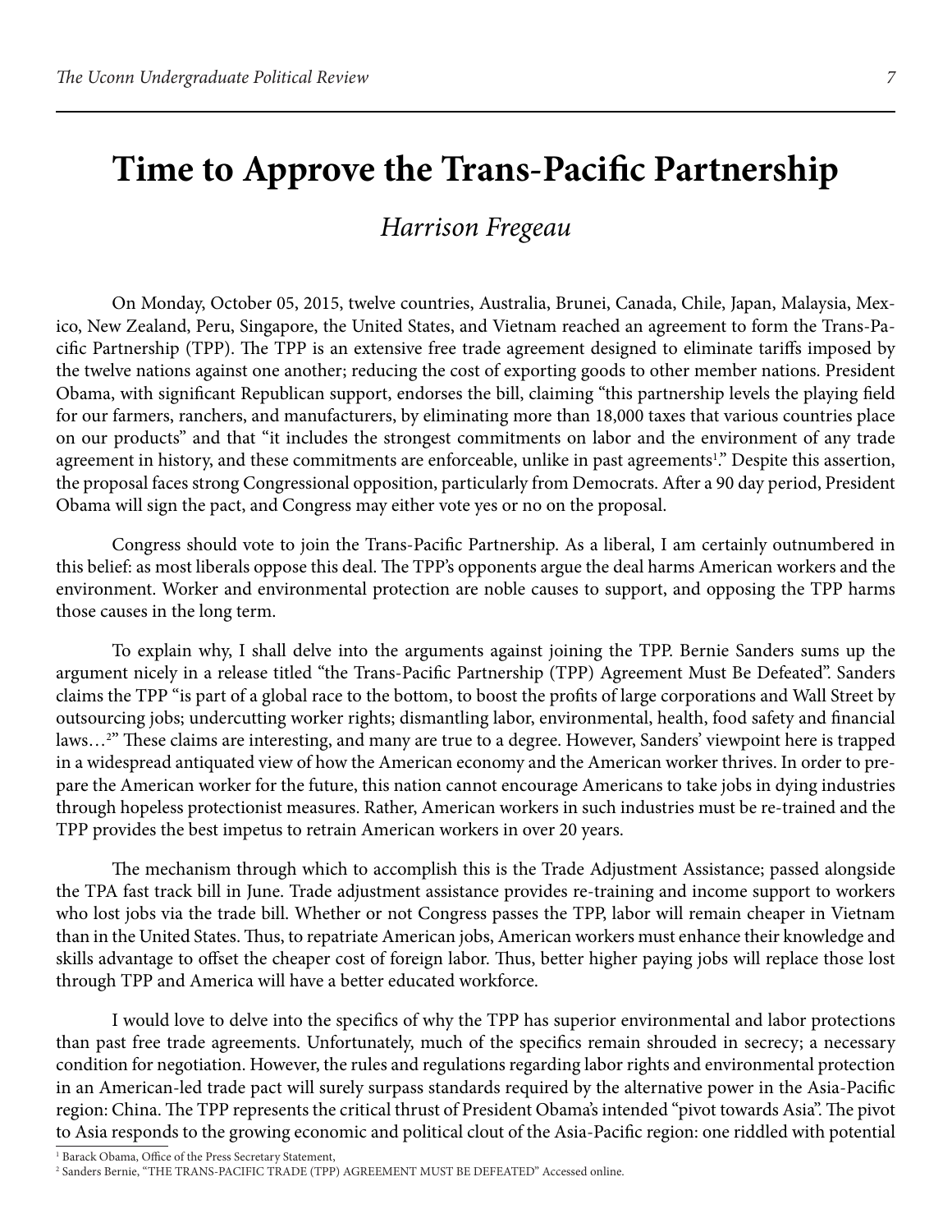# Time to Approve the Trans-Pacific Partnership

*Harrison Fregeau*

On Monday, October 05, 2015, twelve countries, Australia, Brunei, Canada, Chile, Japan, Malaysia, Mexico, New Zealand, Peru, Singapore, the United States, and Vietnam reached an agreement to form the Trans-Pacific Partnership (TPP). The TPP is an extensive free trade agreement designed to eliminate tariffs imposed by the twelve nations against one another; reducing the cost of exporting goods to other member nations. President Obama, with significant Republican support, endorses the bill, claiming "this partnership levels the playing field for our farmers, ranchers, and manufacturers, by eliminating more than 18,000 taxes that various countries place on our products" and that "it includes the strongest commitments on labor and the environment of any trade agreement in history, and these commitments are enforceable, unlike in past agreements[1]." Despite this assertion, the proposal faces strong Congressional opposition, particularly from Democrats. After a 90 day period, President Obama will sign the pact, and Congress may either vote yes or no on the proposal.

Congress should vote to join the Trans-Pacific Partnership. As a liberal, I am certainly outnumbered in this belief: as most liberals oppose this deal. The TPP's opponents argue the deal harms American workers and the environment. Worker and environmental protection are noble causes to support, and opposing the TPP harms those causes in the long term.

To explain why, I shall delve into the arguments against joining the TPP. Bernie Sanders sums up the argument nicely in a release titled "the Trans-Pacific Partnership (TPP) Agreement Must Be Defeated". Sanders claims the TPP "is part of a global race to the bottom, to boost the profits of large corporations and Wall Street by outsourcing jobs; undercutting worker rights; dismantling labor, environmental, health, food safety and financial laws…[2]" These claims are interesting, and many are true to a degree. However, Sanders' viewpoint here is trapped in a widespread antiquated view of how the American economy and the American worker thrives. In order to prepare the American worker for the future, this nation cannot encourage Americans to take jobs in dying industries through hopeless protectionist measures. Rather, American workers in such industries must be re-trained and the TPP provides the best impetus to retrain American workers in over 20 years.

The mechanism through which to accomplish this is the Trade Adjustment Assistance; passed alongside the TPA fast track bill in June. Trade adjustment assistance provides re-training and income support to workers who lost jobs via the trade bill. Whether or not Congress passes the TPP, labor will remain cheaper in Vietnam than in the United States. Thus, to repatriate American jobs, American workers must enhance their knowledge and skills advantage to offset the cheaper cost of foreign labor. Thus, better higher paying jobs will replace those lost through TPP and America will have a better educated workforce.

I would love to delve into the specifics of why the TPP has superior environmental and labor protections than past free trade agreements. Unfortunately, much of the specifics remain shrouded in secrecy; a necessary condition for negotiation. However, the rules and regulations regarding labor rights and environmental protection in an American-led trade pact will surely surpass standards required by the alternative power in the Asia-Pacific region: China. The TPP represents the critical thrust of President Obama's intended "pivot towards Asia". The pivot to Asia responds to the growing economic and political clout of the Asia-Pacific region: one riddled with potential

[1] Barack Obama, Office of the Press Secretary Statement,

[2] Sanders Bernie, "THE TRANS-PACIFIC TRADE (TPP) AGREEMENT MUST BE DEFEATED" Accessed online.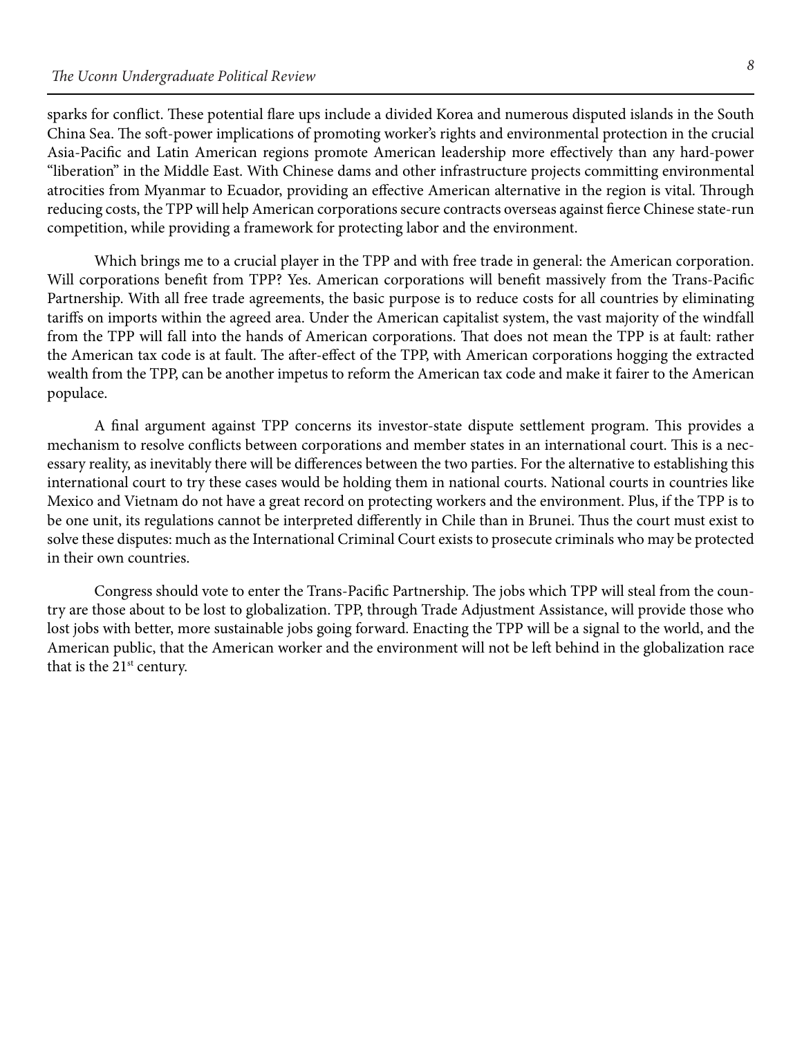sparks for conflict. These potential flare ups include a divided Korea and numerous disputed islands in the South China Sea. The soft-power implications of promoting worker's rights and environmental protection in the crucial Asia-Pacific and Latin American regions promote American leadership more effectively than any hard-power "liberation" in the Middle East. With Chinese dams and other infrastructure projects committing environmental atrocities from Myanmar to Ecuador, providing an effective American alternative in the region is vital. Through reducing costs, the TPP will help American corporations secure contracts overseas against fierce Chinese state-run competition, while providing a framework for protecting labor and the environment.

Which brings me to a crucial player in the TPP and with free trade in general: the American corporation. Will corporations benefit from TPP? Yes. American corporations will benefit massively from the Trans-Pacific Partnership. With all free trade agreements, the basic purpose is to reduce costs for all countries by eliminating tariffs on imports within the agreed area. Under the American capitalist system, the vast majority of the windfall from the TPP will fall into the hands of American corporations. That does not mean the TPP is at fault: rather the American tax code is at fault. The after-effect of the TPP, with American corporations hogging the extracted wealth from the TPP, can be another impetus to reform the American tax code and make it fairer to the American populace.

A final argument against TPP concerns its investor-state dispute settlement program. This provides a mechanism to resolve conflicts between corporations and member states in an international court. This is a necessary reality, as inevitably there will be differences between the two parties. For the alternative to establishing this international court to try these cases would be holding them in national courts. National courts in countries like Mexico and Vietnam do not have a great record on protecting workers and the environment. Plus, if the TPP is to be one unit, its regulations cannot be interpreted differently in Chile than in Brunei. Thus the court must exist to solve these disputes: much as the International Criminal Court exists to prosecute criminals who may be protected in their own countries.

Congress should vote to enter the Trans-Pacific Partnership. The jobs which TPP will steal from the country are those about to be lost to globalization. TPP, through Trade Adjustment Assistance, will provide those who lost jobs with better, more sustainable jobs going forward. Enacting the TPP will be a signal to the world, and the American public, that the American worker and the environment will not be left behind in the globalization race that is the 21st century.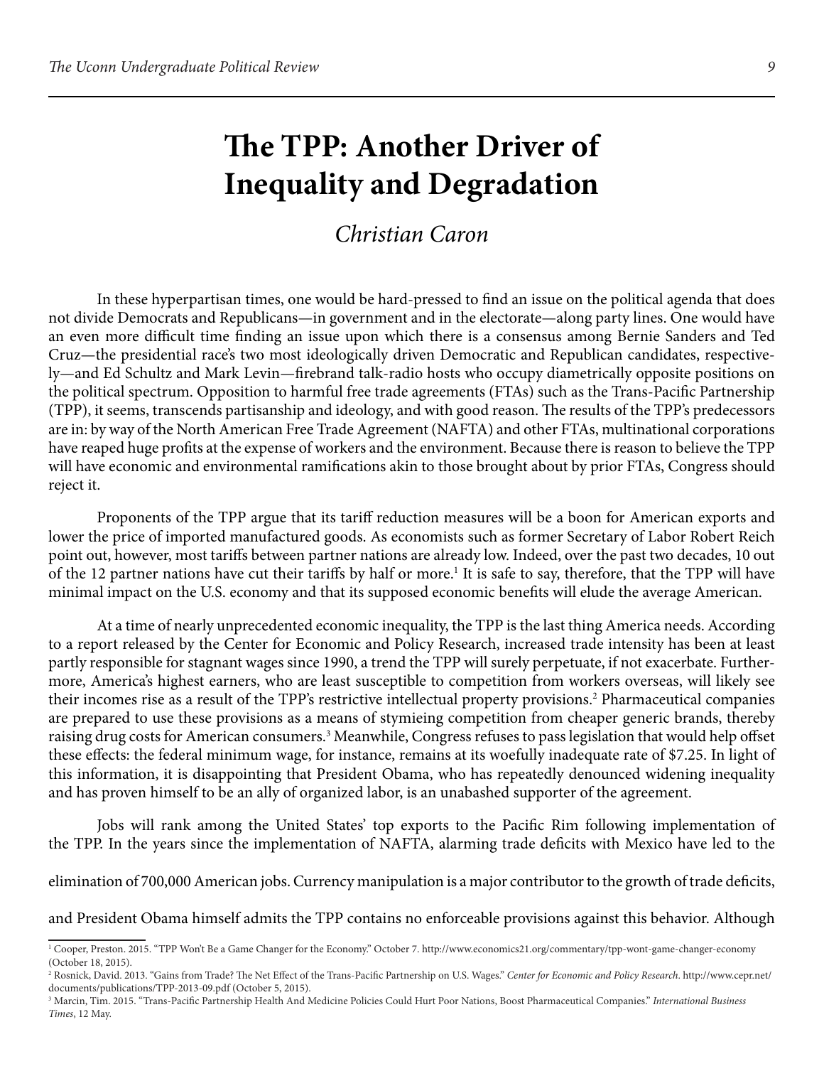# The TPP: Another Driver of Inequality and Degradation

*Christian Caron*

In these hyperpartisan times, one would be hard-pressed to find an issue on the political agenda that does not divide Democrats and Republicans—in government and in the electorate—along party lines. One would have an even more difficult time finding an issue upon which there is a consensus among Bernie Sanders and Ted Cruz—the presidential race's two most ideologically driven Democratic and Republican candidates, respectively—and Ed Schultz and Mark Levin—firebrand talk-radio hosts who occupy diametrically opposite positions on the political spectrum. Opposition to harmful free trade agreements (FTAs) such as the Trans-Pacific Partnership (TPP), it seems, transcends partisanship and ideology, and with good reason. The results of the TPP's predecessors are in: by way of the North American Free Trade Agreement (NAFTA) and other FTAs, multinational corporations have reaped huge profits at the expense of workers and the environment. Because there is reason to believe the TPP will have economic and environmental ramifications akin to those brought about by prior FTAs, Congress should reject it.

Proponents of the TPP argue that its tariff reduction measures will be a boon for American exports and lower the price of imported manufactured goods. As economists such as former Secretary of Labor Robert Reich point out, however, most tariffs between partner nations are already low. Indeed, over the past two decades, 10 out of the 12 partner nations have cut their tariffs by half or more.[1] It is safe to say, therefore, that the TPP will have minimal impact on the U.S. economy and that its supposed economic benefits will elude the average American.

At a time of nearly unprecedented economic inequality, the TPP is the last thing America needs. According to a report released by the Center for Economic and Policy Research, increased trade intensity has been at least partly responsible for stagnant wages since 1990, a trend the TPP will surely perpetuate, if not exacerbate. Furthermore, America's highest earners, who are least susceptible to competition from workers overseas, will likely see their incomes rise as a result of the TPP's restrictive intellectual property provisions.[2] Pharmaceutical companies are prepared to use these provisions as a means of stymieing competition from cheaper generic brands, thereby raising drug costs for American consumers.[3] Meanwhile, Congress refuses to pass legislation that would help offset these effects: the federal minimum wage, for instance, remains at its woefully inadequate rate of $7.25. In light of this information, it is disappointing that President Obama, who has repeatedly denounced widening inequality and has proven himself to be an ally of organized labor, is an unabashed supporter of the agreement.

Jobs will rank among the United States' top exports to the Pacific Rim following implementation of the TPP. In the years since the implementation of NAFTA, alarming trade deficits with Mexico have led to the elimination of 700,000 American jobs. Currency manipulation is a major contributor to the growth of trade deficits, and President Obama himself admits the TPP contains no enforceable provisions against this behavior. Although

---

[1] Cooper, Preston. 2015. "TPP Won't Be a Game Changer for the Economy." October 7. http://www.economics21.org/commentary/tpp-wont-game-changer-economy (October 18, 2015).

[2] Rosnick, David. 2013. "Gains from Trade? The Net Effect of the Trans-Pacific Partnership on U.S. Wages." *Center for Economic and Policy Research*. http://www.cepr.net/documents/publications/TPP-2013-09.pdf (October 5, 2015).

[3] Marcin, Tim. 2015. "Trans-Pacific Partnership Health And Medicine Policies Could Hurt Poor Nations, Boost Pharmaceutical Companies." *International Business Times*, 12 May.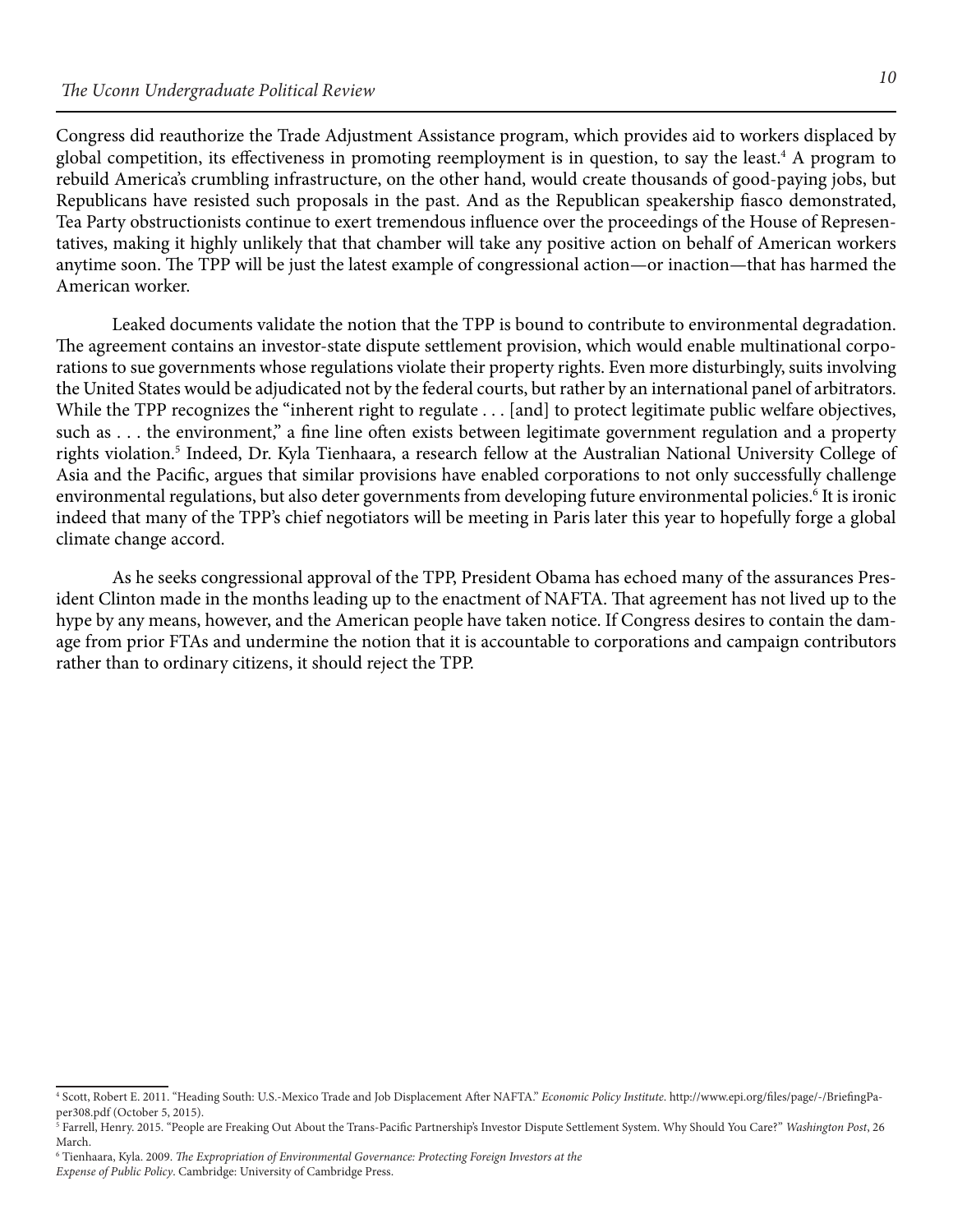Congress did reauthorize the Trade Adjustment Assistance program, which provides aid to workers displaced by global competition, its effectiveness in promoting reemployment is in question, to say the least.[4] A program to rebuild America's crumbling infrastructure, on the other hand, would create thousands of good-paying jobs, but Republicans have resisted such proposals in the past. And as the Republican speakership fiasco demonstrated, Tea Party obstructionists continue to exert tremendous influence over the proceedings of the House of Representatives, making it highly unlikely that that chamber will take any positive action on behalf of American workers anytime soon. The TPP will be just the latest example of congressional action—or inaction—that has harmed the American worker.

Leaked documents validate the notion that the TPP is bound to contribute to environmental degradation. The agreement contains an investor-state dispute settlement provision, which would enable multinational corporations to sue governments whose regulations violate their property rights. Even more disturbingly, suits involving the United States would be adjudicated not by the federal courts, but rather by an international panel of arbitrators. While the TPP recognizes the "inherent right to regulate . . . [and] to protect legitimate public welfare objectives, such as . . . the environment," a fine line often exists between legitimate government regulation and a property rights violation.[5] Indeed, Dr. Kyla Tienhaara, a research fellow at the Australian National University College of Asia and the Pacific, argues that similar provisions have enabled corporations to not only successfully challenge environmental regulations, but also deter governments from developing future environmental policies.[6] It is ironic indeed that many of the TPP's chief negotiators will be meeting in Paris later this year to hopefully forge a global climate change accord.

As he seeks congressional approval of the TPP, President Obama has echoed many of the assurances President Clinton made in the months leading up to the enactment of NAFTA. That agreement has not lived up to the hype by any means, however, and the American people have taken notice. If Congress desires to contain the damage from prior FTAs and undermine the notion that it is accountable to corporations and campaign contributors rather than to ordinary citizens, it should reject the TPP.

---

[4] Scott, Robert E. 2011. "Heading South: U.S.-Mexico Trade and Job Displacement After NAFTA." *Economic Policy Institute*. http://www.epi.org/files/page/-/BriefingPaper308.pdf (October 5, 2015).

[5] Farrell, Henry. 2015. "People are Freaking Out About the Trans-Pacific Partnership's Investor Dispute Settlement System. Why Should You Care?" *Washington Post*, 26 March.

[6] Tienhaara, Kyla. 2009. *The Expropriation of Environmental Governance: Protecting Foreign Investors at the Expense of Public Policy*. Cambridge: University of Cambridge Press.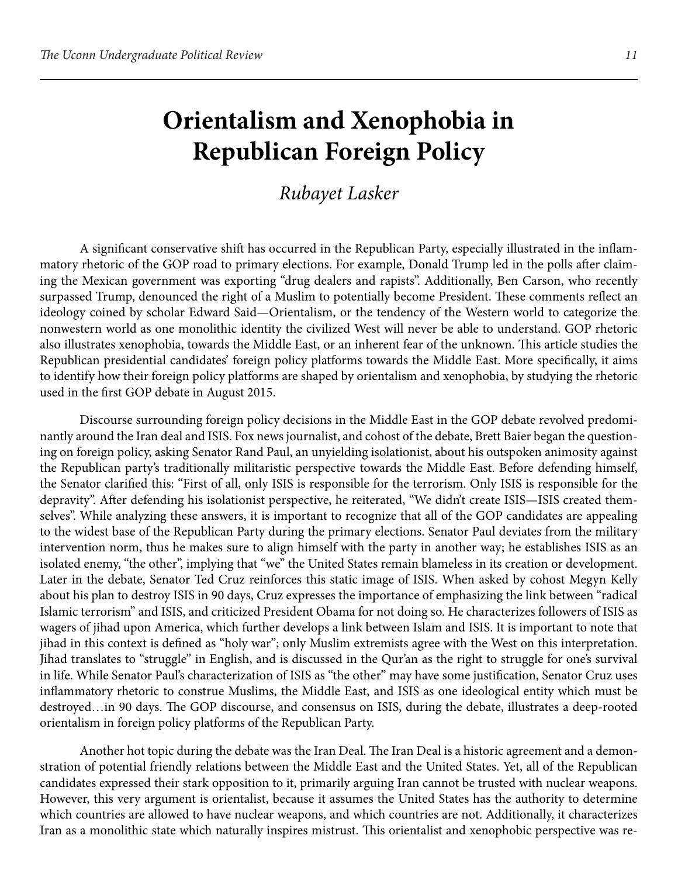# Orientalism and Xenophobia in Republican Foreign Policy

*Rubayet Lasker*

A significant conservative shift has occurred in the Republican Party, especially illustrated in the inflammatory rhetoric of the GOP road to primary elections. For example, Donald Trump led in the polls after claiming the Mexican government was exporting "drug dealers and rapists". Additionally, Ben Carson, who recently surpassed Trump, denounced the right of a Muslim to potentially become President. These comments reflect an ideology coined by scholar Edward Said—Orientalism, or the tendency of the Western world to categorize the nonwestern world as one monolithic identity the civilized West will never be able to understand. GOP rhetoric also illustrates xenophobia, towards the Middle East, or an inherent fear of the unknown. This article studies the Republican presidential candidates' foreign policy platforms towards the Middle East. More specifically, it aims to identify how their foreign policy platforms are shaped by orientalism and xenophobia, by studying the rhetoric used in the first GOP debate in August 2015.

Discourse surrounding foreign policy decisions in the Middle East in the GOP debate revolved predominantly around the Iran deal and ISIS. Fox news journalist, and cohost of the debate, Brett Baier began the questioning on foreign policy, asking Senator Rand Paul, an unyielding isolationist, about his outspoken animosity against the Republican party's traditionally militaristic perspective towards the Middle East. Before defending himself, the Senator clarified this: "First of all, only ISIS is responsible for the terrorism. Only ISIS is responsible for the depravity". After defending his isolationist perspective, he reiterated, "We didn't create ISIS—ISIS created themselves". While analyzing these answers, it is important to recognize that all of the GOP candidates are appealing to the widest base of the Republican Party during the primary elections. Senator Paul deviates from the military intervention norm, thus he makes sure to align himself with the party in another way; he establishes ISIS as an isolated enemy, "the other", implying that "we" the United States remain blameless in its creation or development. Later in the debate, Senator Ted Cruz reinforces this static image of ISIS. When asked by cohost Megyn Kelly about his plan to destroy ISIS in 90 days, Cruz expresses the importance of emphasizing the link between "radical Islamic terrorism" and ISIS, and criticized President Obama for not doing so. He characterizes followers of ISIS as wagers of jihad upon America, which further develops a link between Islam and ISIS. It is important to note that jihad in this context is defined as "holy war"; only Muslim extremists agree with the West on this interpretation. Jihad translates to "struggle" in English, and is discussed in the Qur'an as the right to struggle for one's survival in life. While Senator Paul's characterization of ISIS as "the other" may have some justification, Senator Cruz uses inflammatory rhetoric to construe Muslims, the Middle East, and ISIS as one ideological entity which must be destroyed…in 90 days. The GOP discourse, and consensus on ISIS, during the debate, illustrates a deep-rooted orientalism in foreign policy platforms of the Republican Party.

Another hot topic during the debate was the Iran Deal. The Iran Deal is a historic agreement and a demonstration of potential friendly relations between the Middle East and the United States. Yet, all of the Republican candidates expressed their stark opposition to it, primarily arguing Iran cannot be trusted with nuclear weapons. However, this very argument is orientalist, because it assumes the United States has the authority to determine which countries are allowed to have nuclear weapons, and which countries are not. Additionally, it characterizes Iran as a monolithic state which naturally inspires mistrust. This orientalist and xenophobic perspective was re-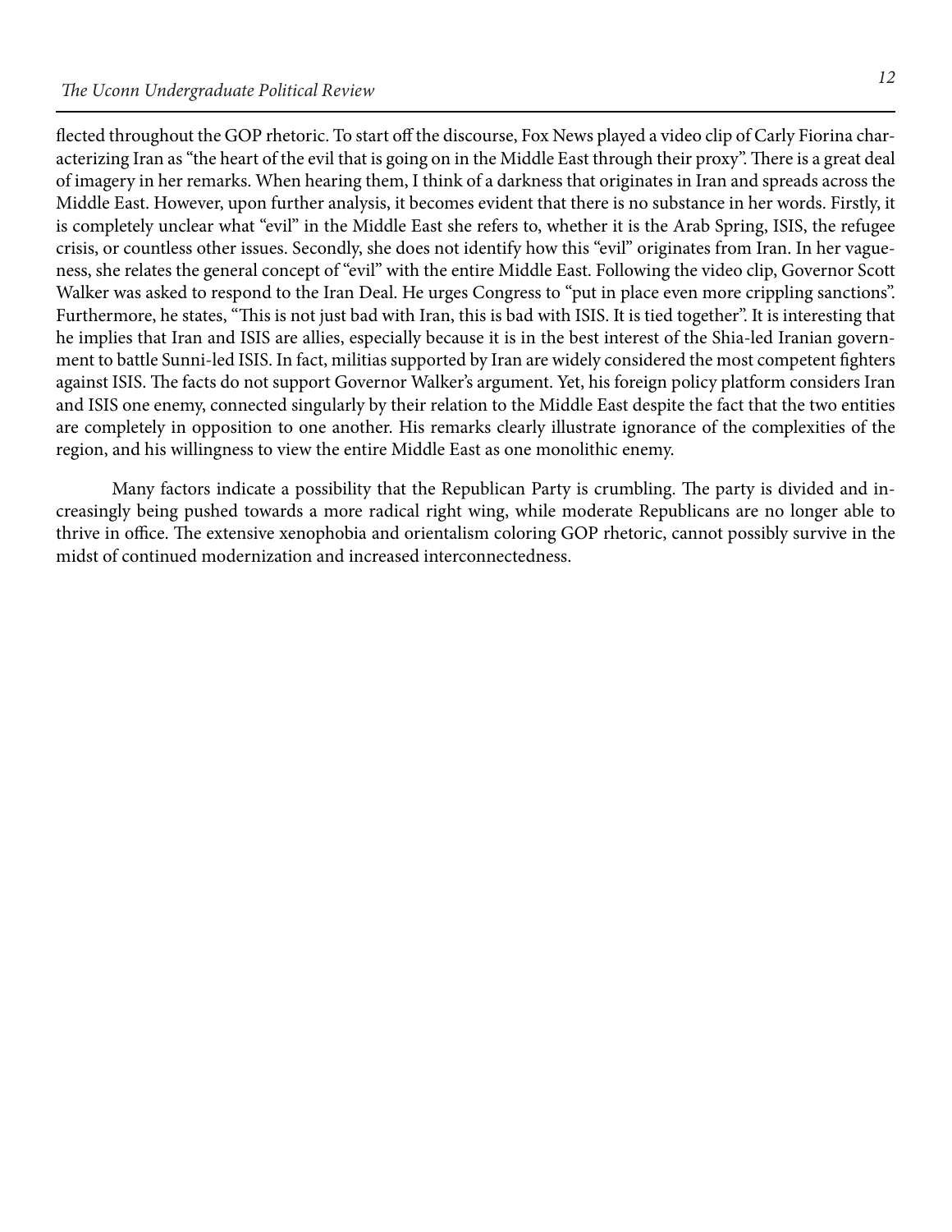flected throughout the GOP rhetoric. To start off the discourse, Fox News played a video clip of Carly Fiorina characterizing Iran as "the heart of the evil that is going on in the Middle East through their proxy". There is a great deal of imagery in her remarks. When hearing them, I think of a darkness that originates in Iran and spreads across the Middle East. However, upon further analysis, it becomes evident that there is no substance in her words. Firstly, it is completely unclear what "evil" in the Middle East she refers to, whether it is the Arab Spring, ISIS, the refugee crisis, or countless other issues. Secondly, she does not identify how this "evil" originates from Iran. In her vagueness, she relates the general concept of "evil" with the entire Middle East. Following the video clip, Governor Scott Walker was asked to respond to the Iran Deal. He urges Congress to "put in place even more crippling sanctions". Furthermore, he states, "This is not just bad with Iran, this is bad with ISIS. It is tied together". It is interesting that he implies that Iran and ISIS are allies, especially because it is in the best interest of the Shia-led Iranian government to battle Sunni-led ISIS. In fact, militias supported by Iran are widely considered the most competent fighters against ISIS. The facts do not support Governor Walker's argument. Yet, his foreign policy platform considers Iran and ISIS one enemy, connected singularly by their relation to the Middle East despite the fact that the two entities are completely in opposition to one another. His remarks clearly illustrate ignorance of the complexities of the region, and his willingness to view the entire Middle East as one monolithic enemy.

Many factors indicate a possibility that the Republican Party is crumbling. The party is divided and increasingly being pushed towards a more radical right wing, while moderate Republicans are no longer able to thrive in office. The extensive xenophobia and orientalism coloring GOP rhetoric, cannot possibly survive in the midst of continued modernization and increased interconnectedness.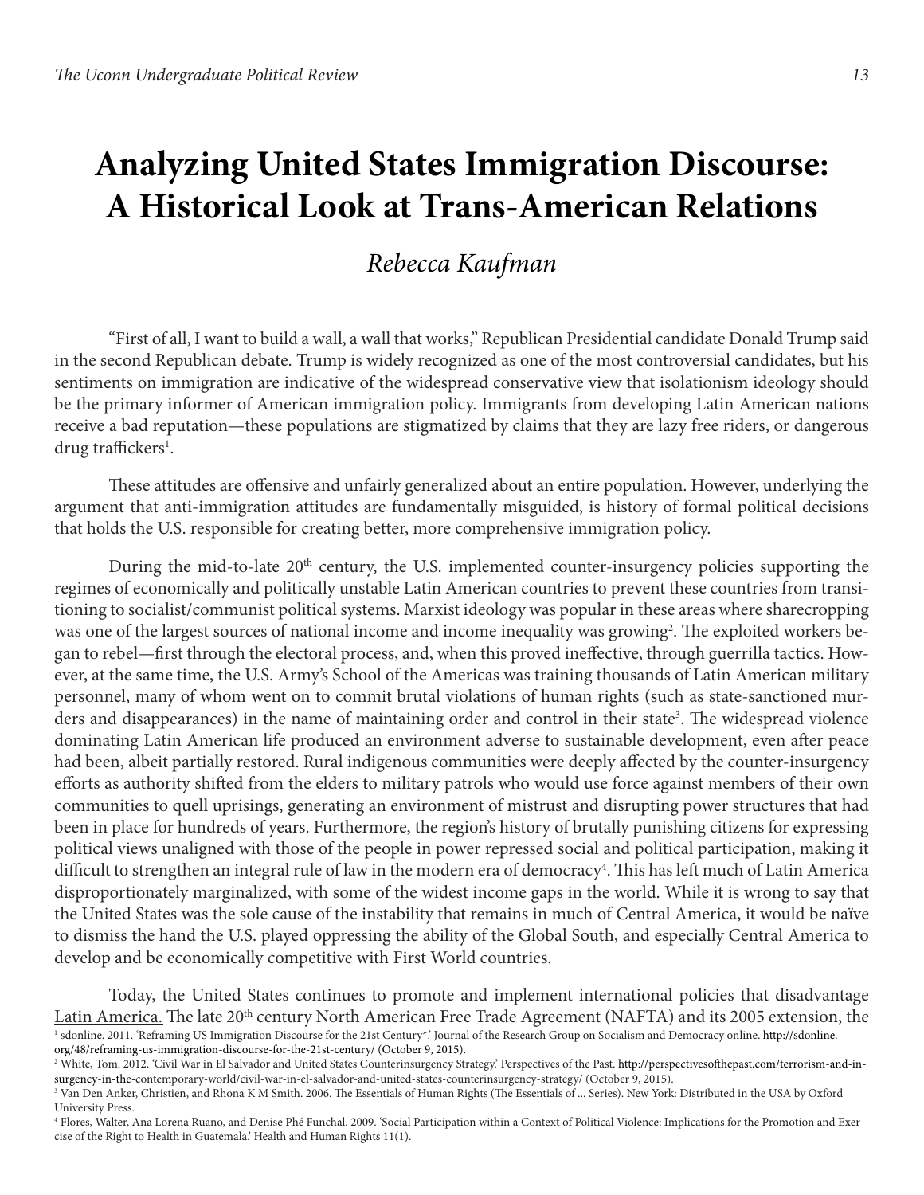# Analyzing United States Immigration Discourse: A Historical Look at Trans-American Relations

*Rebecca Kaufman*

"First of all, I want to build a wall, a wall that works," Republican Presidential candidate Donald Trump said in the second Republican debate. Trump is widely recognized as one of the most controversial candidates, but his sentiments on immigration are indicative of the widespread conservative view that isolationism ideology should be the primary informer of American immigration policy. Immigrants from developing Latin American nations receive a bad reputation—these populations are stigmatized by claims that they are lazy free riders, or dangerous drug traffickers[1].

These attitudes are offensive and unfairly generalized about an entire population. However, underlying the argument that anti-immigration attitudes are fundamentally misguided, is history of formal political decisions that holds the U.S. responsible for creating better, more comprehensive immigration policy.

During the mid-to-late 20th century, the U.S. implemented counter-insurgency policies supporting the regimes of economically and politically unstable Latin American countries to prevent these countries from transitioning to socialist/communist political systems. Marxist ideology was popular in these areas where sharecropping was one of the largest sources of national income and income inequality was growing[2]. The exploited workers began to rebel—first through the electoral process, and, when this proved ineffective, through guerrilla tactics. However, at the same time, the U.S. Army's School of the Americas was training thousands of Latin American military personnel, many of whom went on to commit brutal violations of human rights (such as state-sanctioned murders and disappearances) in the name of maintaining order and control in their state[3]. The widespread violence dominating Latin American life produced an environment adverse to sustainable development, even after peace had been, albeit partially restored. Rural indigenous communities were deeply affected by the counter-insurgency efforts as authority shifted from the elders to military patrols who would use force against members of their own communities to quell uprisings, generating an environment of mistrust and disrupting power structures that had been in place for hundreds of years. Furthermore, the region's history of brutally punishing citizens for expressing political views unaligned with those of the people in power repressed social and political participation, making it difficult to strengthen an integral rule of law in the modern era of democracy[4]. This has left much of Latin America disproportionately marginalized, with some of the widest income gaps in the world. While it is wrong to say that the United States was the sole cause of the instability that remains in much of Central America, it would be naïve to dismiss the hand the U.S. played oppressing the ability of the Global South, and especially Central America to develop and be economically competitive with First World countries.

Today, the United States continues to promote and implement international policies that disadvantage Latin America. The late 20th century North American Free Trade Agreement (NAFTA) and its 2005 extension, the

---

[1] sdonline. 2011. 'Reframing US Immigration Discourse for the 21st Century*.' Journal of the Research Group on Socialism and Democracy online. http://sdonline.org/48/reframing-us-immigration-discourse-for-the-21st-century/ (October 9, 2015).

[2] White, Tom. 2012. 'Civil War in El Salvador and United States Counterinsurgency Strategy.' Perspectives of the Past. http://perspectivesofthepast.com/terrorism-and-insurgency-in-the-contemporary-world/civil-war-in-el-salvador-and-united-states-counterinsurgency-strategy/ (October 9, 2015).

[3] Van Den Anker, Christien, and Rhona K M Smith. 2006. The Essentials of Human Rights (The Essentials of ... Series). New York: Distributed in the USA by Oxford University Press.

[4] Flores, Walter, Ana Lorena Ruano, and Denise Phé Funchal. 2009. 'Social Participation within a Context of Political Violence: Implications for the Promotion and Exercise of the Right to Health in Guatemala.' Health and Human Rights 11(1).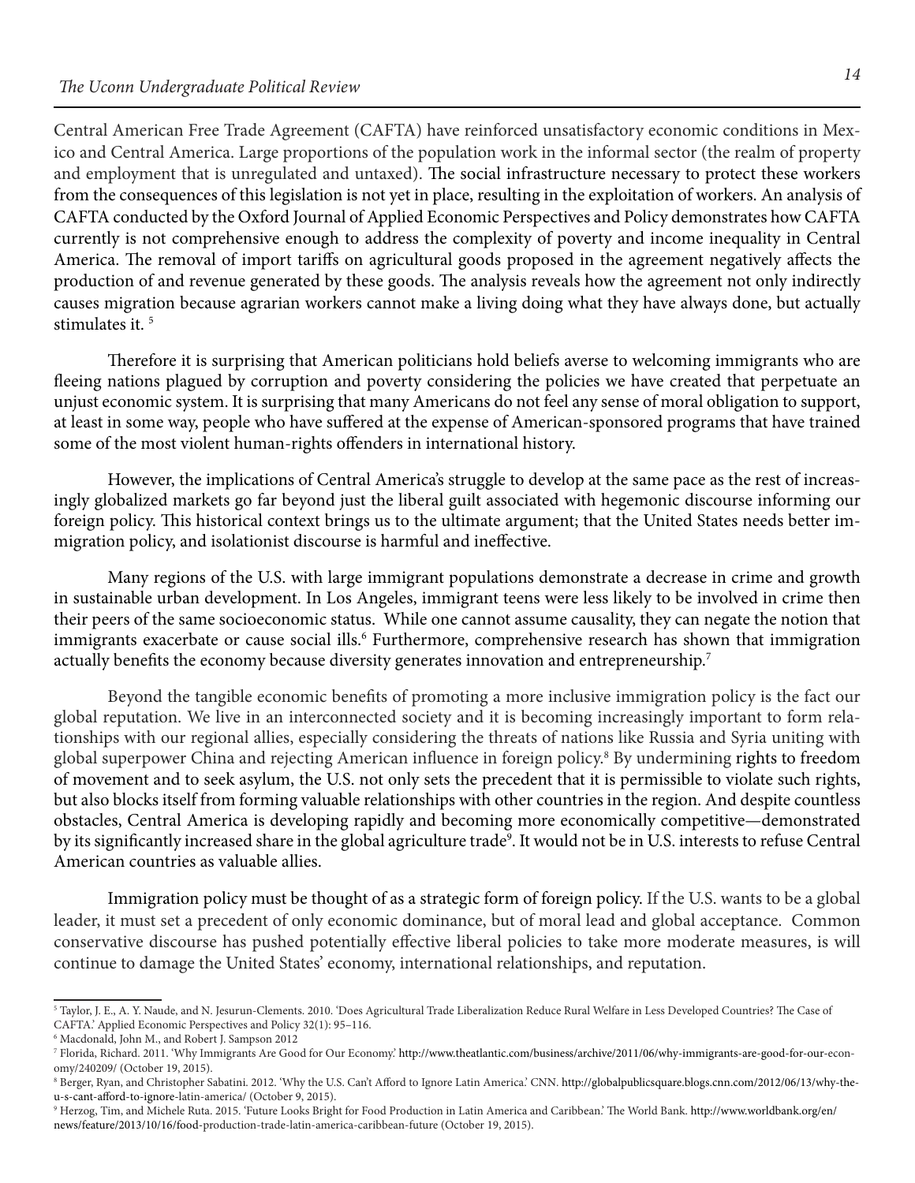Central American Free Trade Agreement (CAFTA) have reinforced unsatisfactory economic conditions in Mexico and Central America. Large proportions of the population work in the informal sector (the realm of property and employment that is unregulated and untaxed). The social infrastructure necessary to protect these workers from the consequences of this legislation is not yet in place, resulting in the exploitation of workers. An analysis of CAFTA conducted by the Oxford Journal of Applied Economic Perspectives and Policy demonstrates how CAFTA currently is not comprehensive enough to address the complexity of poverty and income inequality in Central America. The removal of import tariffs on agricultural goods proposed in the agreement negatively affects the production of and revenue generated by these goods. The analysis reveals how the agreement not only indirectly causes migration because agrarian workers cannot make a living doing what they have always done, but actually stimulates it. [5]

Therefore it is surprising that American politicians hold beliefs averse to welcoming immigrants who are fleeing nations plagued by corruption and poverty considering the policies we have created that perpetuate an unjust economic system. It is surprising that many Americans do not feel any sense of moral obligation to support, at least in some way, people who have suffered at the expense of American-sponsored programs that have trained some of the most violent human-rights offenders in international history.

However, the implications of Central America's struggle to develop at the same pace as the rest of increasingly globalized markets go far beyond just the liberal guilt associated with hegemonic discourse informing our foreign policy. This historical context brings us to the ultimate argument; that the United States needs better immigration policy, and isolationist discourse is harmful and ineffective.

Many regions of the U.S. with large immigrant populations demonstrate a decrease in crime and growth in sustainable urban development. In Los Angeles, immigrant teens were less likely to be involved in crime then their peers of the same socioeconomic status. While one cannot assume causality, they can negate the notion that immigrants exacerbate or cause social ills.[6] Furthermore, comprehensive research has shown that immigration actually benefits the economy because diversity generates innovation and entrepreneurship.[7]

Beyond the tangible economic benefits of promoting a more inclusive immigration policy is the fact our global reputation. We live in an interconnected society and it is becoming increasingly important to form relationships with our regional allies, especially considering the threats of nations like Russia and Syria uniting with global superpower China and rejecting American influence in foreign policy.[8] By undermining rights to freedom of movement and to seek asylum, the U.S. not only sets the precedent that it is permissible to violate such rights, but also blocks itself from forming valuable relationships with other countries in the region. And despite countless obstacles, Central America is developing rapidly and becoming more economically competitive—demonstrated by its significantly increased share in the global agriculture trade[9]. It would not be in U.S. interests to refuse Central American countries as valuable allies.

Immigration policy must be thought of as a strategic form of foreign policy. If the U.S. wants to be a global leader, it must set a precedent of only economic dominance, but of moral lead and global acceptance. Common conservative discourse has pushed potentially effective liberal policies to take more moderate measures, is will continue to damage the United States' economy, international relationships, and reputation.

---

[5] Taylor, J. E., A. Y. Naude, and N. Jesurun-Clements. 2010. 'Does Agricultural Trade Liberalization Reduce Rural Welfare in Less Developed Countries? The Case of CAFTA.' Applied Economic Perspectives and Policy 32(1): 95–116.

[6] Macdonald, John M., and Robert J. Sampson 2012

[7] Florida, Richard. 2011. 'Why Immigrants Are Good for Our Economy.' http://www.theatlantic.com/business/archive/2011/06/why-immigrants-are-good-for-our-economy/240209/ (October 19, 2015).

[8] Berger, Ryan, and Christopher Sabatini. 2012. 'Why the U.S. Can't Afford to Ignore Latin America.' CNN. http://globalpublicsquare.blogs.cnn.com/2012/06/13/why-the-u-s-cant-afford-to-ignore-latin-america/ (October 9, 2015).

[9] Herzog, Tim, and Michele Ruta. 2015. 'Future Looks Bright for Food Production in Latin America and Caribbean.' The World Bank. http://www.worldbank.org/en/news/feature/2013/10/16/food-production-trade-latin-america-caribbean-future (October 19, 2015).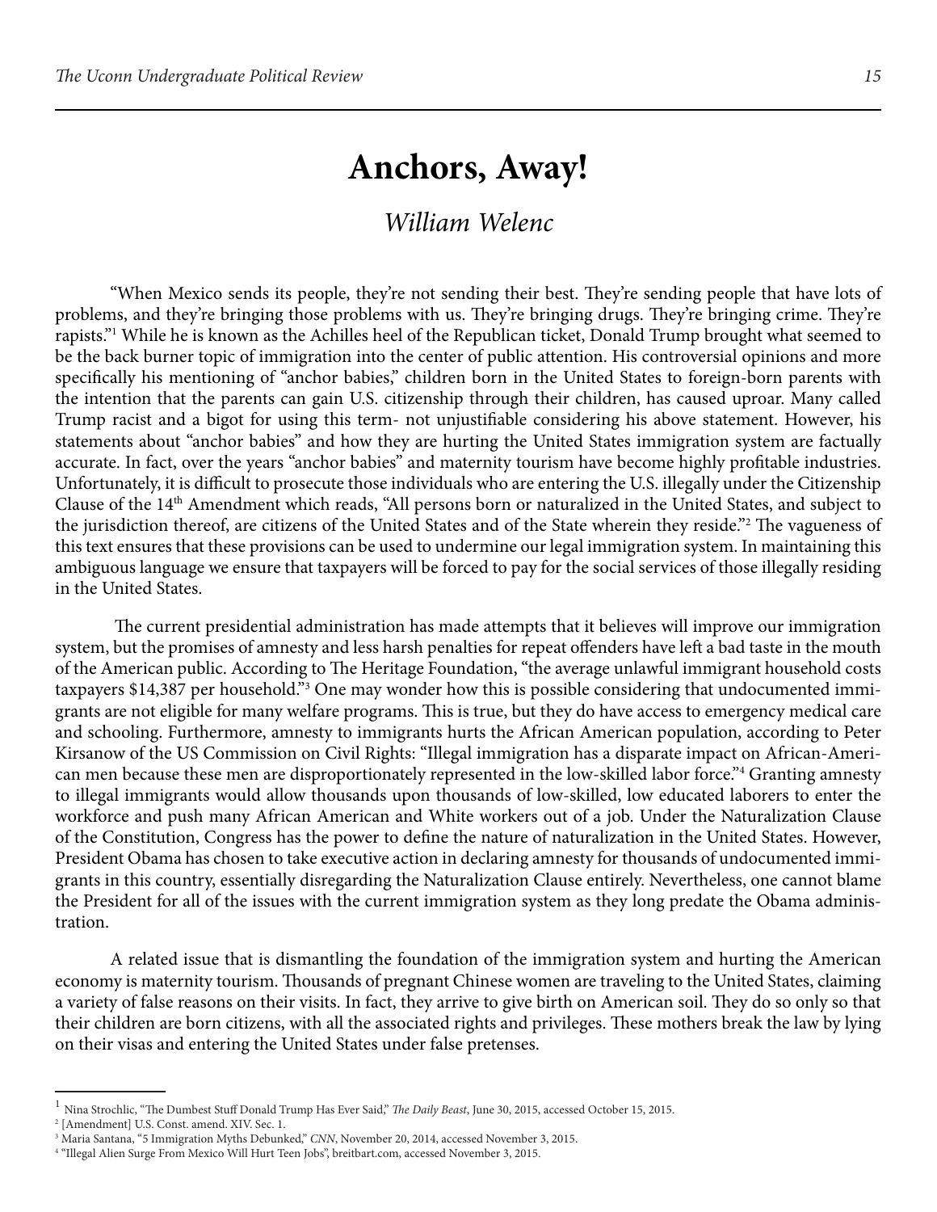# Anchors, Away!

*William Welenc*

"When Mexico sends its people, they're not sending their best. They're sending people that have lots of problems, and they're bringing those problems with us. They're bringing drugs. They're bringing crime. They're rapists."[1] While he is known as the Achilles heel of the Republican ticket, Donald Trump brought what seemed to be the back burner topic of immigration into the center of public attention. His controversial opinions and more specifically his mentioning of "anchor babies," children born in the United States to foreign-born parents with the intention that the parents can gain U.S. citizenship through their children, has caused uproar. Many called Trump racist and a bigot for using this term- not unjustifiable considering his above statement. However, his statements about "anchor babies" and how they are hurting the United States immigration system are factually accurate. In fact, over the years "anchor babies" and maternity tourism have become highly profitable industries. Unfortunately, it is difficult to prosecute those individuals who are entering the U.S. illegally under the Citizenship Clause of the 14th Amendment which reads, "All persons born or naturalized in the United States, and subject to the jurisdiction thereof, are citizens of the United States and of the State wherein they reside."[2] The vagueness of this text ensures that these provisions can be used to undermine our legal immigration system. In maintaining this ambiguous language we ensure that taxpayers will be forced to pay for the social services of those illegally residing in the United States.

The current presidential administration has made attempts that it believes will improve our immigration system, but the promises of amnesty and less harsh penalties for repeat offenders have left a bad taste in the mouth of the American public. According to The Heritage Foundation, "the average unlawful immigrant household costs taxpayers $14,387 per household."[3] One may wonder how this is possible considering that undocumented immigrants are not eligible for many welfare programs. This is true, but they do have access to emergency medical care and schooling. Furthermore, amnesty to immigrants hurts the African American population, according to Peter Kirsanow of the US Commission on Civil Rights: "Illegal immigration has a disparate impact on African-American men because these men are disproportionately represented in the low-skilled labor force."[4] Granting amnesty to illegal immigrants would allow thousands upon thousands of low-skilled, low educated laborers to enter the workforce and push many African American and White workers out of a job. Under the Naturalization Clause of the Constitution, Congress has the power to define the nature of naturalization in the United States. However, President Obama has chosen to take executive action in declaring amnesty for thousands of undocumented immigrants in this country, essentially disregarding the Naturalization Clause entirely. Nevertheless, one cannot blame the President for all of the issues with the current immigration system as they long predate the Obama administration.

A related issue that is dismantling the foundation of the immigration system and hurting the American economy is maternity tourism. Thousands of pregnant Chinese women are traveling to the United States, claiming a variety of false reasons on their visits. In fact, they arrive to give birth on American soil. They do so only so that their children are born citizens, with all the associated rights and privileges. These mothers break the law by lying on their visas and entering the United States under false pretenses.

---

[1] Nina Strochlic, "The Dumbest Stuff Donald Trump Has Ever Said," *The Daily Beast*, June 30, 2015, accessed October 15, 2015.

[2] [Amendment] U.S. Const. amend. XIV. Sec. 1.

[3] Maria Santana, "5 Immigration Myths Debunked," *CNN*, November 20, 2014, accessed November 3, 2015.

[4] "Illegal Alien Surge From Mexico Will Hurt Teen Jobs", breitbart.com, accessed November 3, 2015.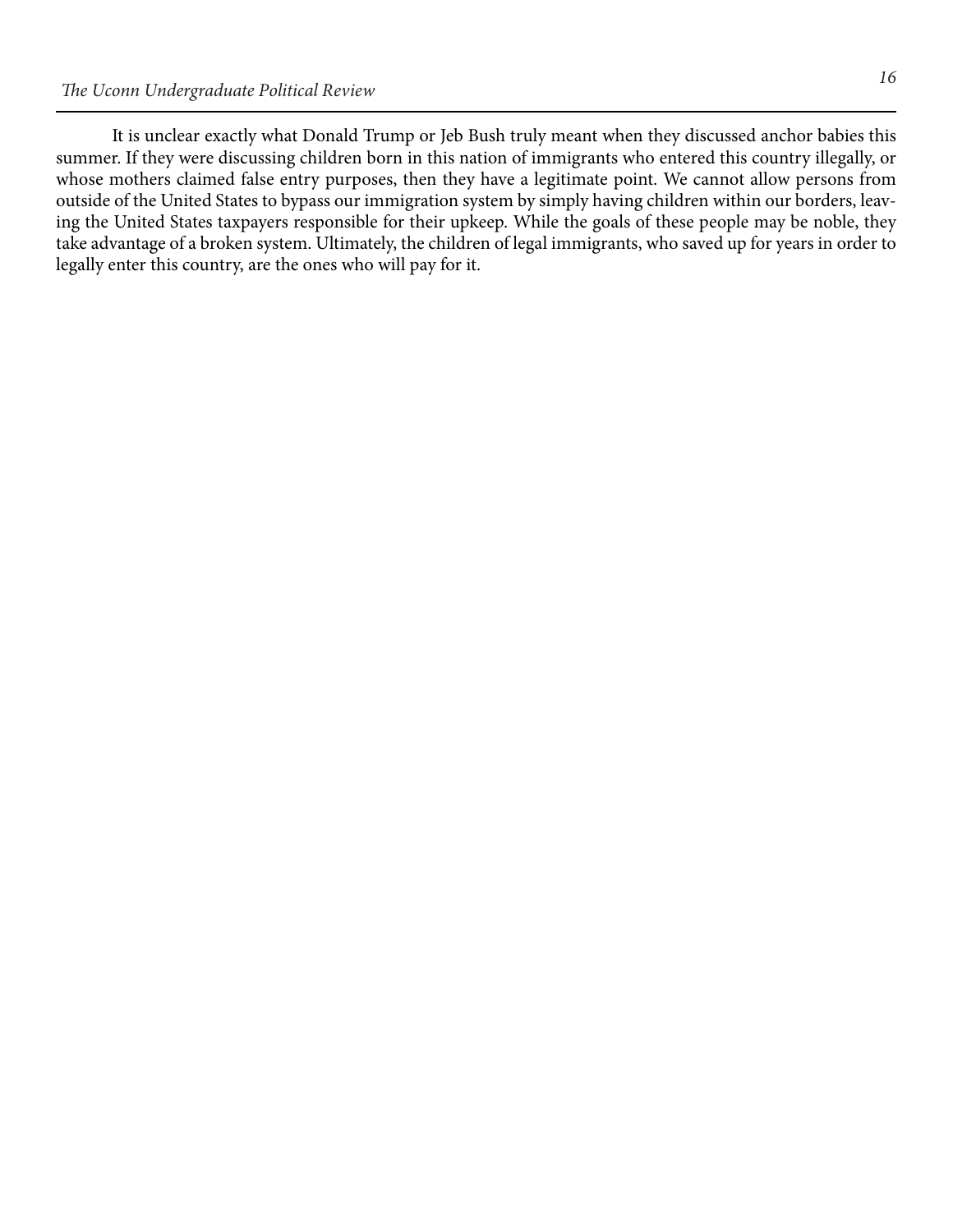It is unclear exactly what Donald Trump or Jeb Bush truly meant when they discussed anchor babies this summer. If they were discussing children born in this nation of immigrants who entered this country illegally, or whose mothers claimed false entry purposes, then they have a legitimate point. We cannot allow persons from outside of the United States to bypass our immigration system by simply having children within our borders, leaving the United States taxpayers responsible for their upkeep. While the goals of these people may be noble, they take advantage of a broken system. Ultimately, the children of legal immigrants, who saved up for years in order to legally enter this country, are the ones who will pay for it.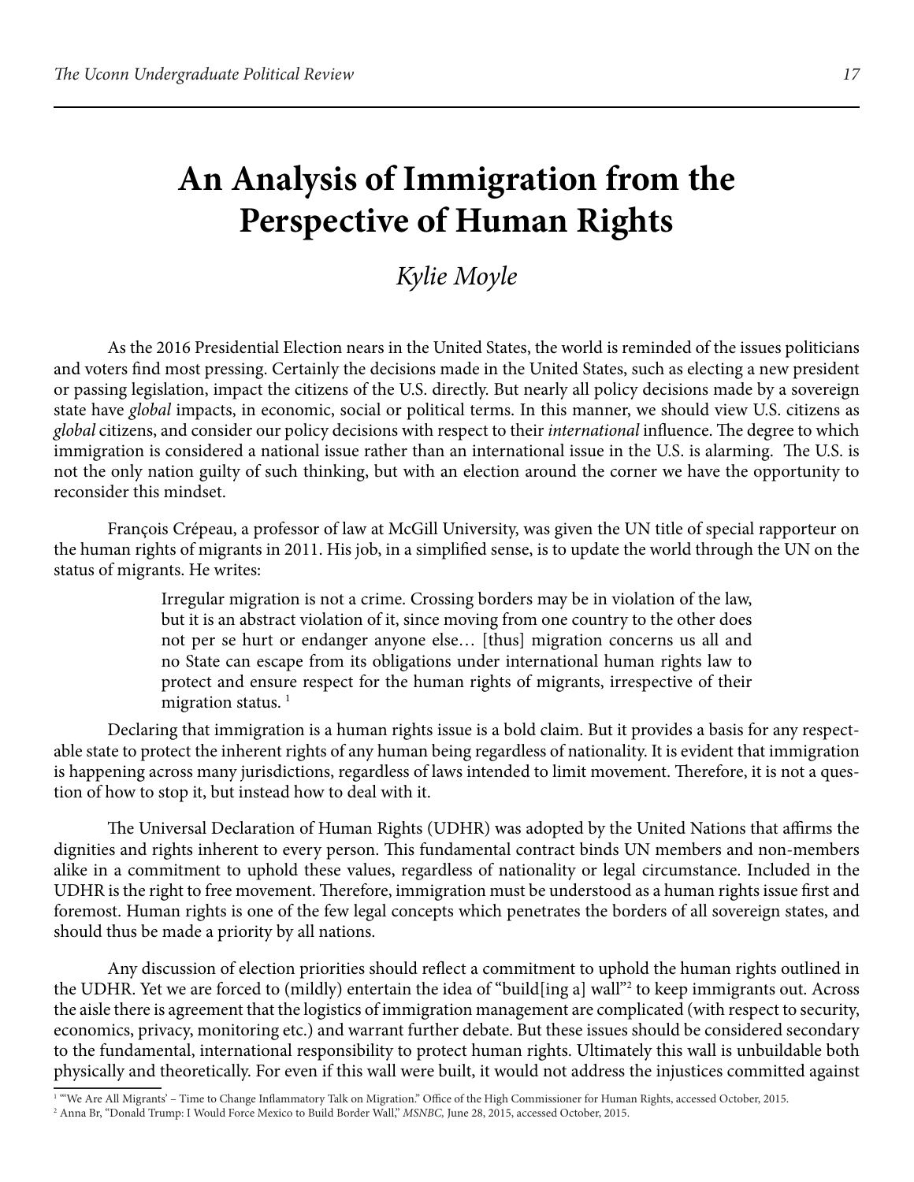# An Analysis of Immigration from the Perspective of Human Rights

*Kylie Moyle*

As the 2016 Presidential Election nears in the United States, the world is reminded of the issues politicians and voters find most pressing. Certainly the decisions made in the United States, such as electing a new president or passing legislation, impact the citizens of the U.S. directly. But nearly all policy decisions made by a sovereign state have *global* impacts, in economic, social or political terms. In this manner, we should view U.S. citizens as *global* citizens, and consider our policy decisions with respect to their *international* influence. The degree to which immigration is considered a national issue rather than an international issue in the U.S. is alarming. The U.S. is not the only nation guilty of such thinking, but with an election around the corner we have the opportunity to reconsider this mindset.

François Crépeau, a professor of law at McGill University, was given the UN title of special rapporteur on the human rights of migrants in 2011. His job, in a simplified sense, is to update the world through the UN on the status of migrants. He writes:

> Irregular migration is not a crime. Crossing borders may be in violation of the law, but it is an abstract violation of it, since moving from one country to the other does not per se hurt or endanger anyone else… [thus] migration concerns us all and no State can escape from its obligations under international human rights law to protect and ensure respect for the human rights of migrants, irrespective of their migration status. [1]

Declaring that immigration is a human rights issue is a bold claim. But it provides a basis for any respectable state to protect the inherent rights of any human being regardless of nationality. It is evident that immigration is happening across many jurisdictions, regardless of laws intended to limit movement. Therefore, it is not a question of how to stop it, but instead how to deal with it.

The Universal Declaration of Human Rights (UDHR) was adopted by the United Nations that affirms the dignities and rights inherent to every person. This fundamental contract binds UN members and non-members alike in a commitment to uphold these values, regardless of nationality or legal circumstance. Included in the UDHR is the right to free movement. Therefore, immigration must be understood as a human rights issue first and foremost. Human rights is one of the few legal concepts which penetrates the borders of all sovereign states, and should thus be made a priority by all nations.

Any discussion of election priorities should reflect a commitment to uphold the human rights outlined in the UDHR. Yet we are forced to (mildly) entertain the idea of "build[ing a] wall"[2] to keep immigrants out. Across the aisle there is agreement that the logistics of immigration management are complicated (with respect to security, economics, privacy, monitoring etc.) and warrant further debate. But these issues should be considered secondary to the fundamental, international responsibility to protect human rights. Ultimately this wall is unbuildable both physically and theoretically. For even if this wall were built, it would not address the injustices committed against

---

[1] "'We Are All Migrants' – Time to Change Inflammatory Talk on Migration." Office of the High Commissioner for Human Rights, accessed October, 2015.

[2] Anna Br, "Donald Trump: I Would Force Mexico to Build Border Wall," *MSNBC,* June 28, 2015, accessed October, 2015.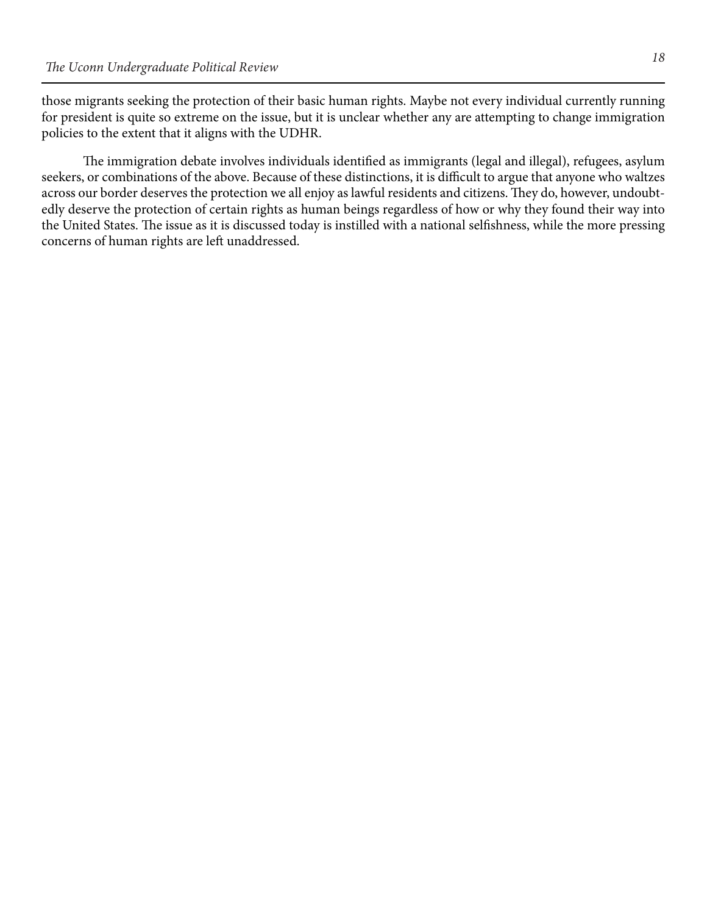those migrants seeking the protection of their basic human rights. Maybe not every individual currently running for president is quite so extreme on the issue, but it is unclear whether any are attempting to change immigration policies to the extent that it aligns with the UDHR.

The immigration debate involves individuals identified as immigrants (legal and illegal), refugees, asylum seekers, or combinations of the above. Because of these distinctions, it is difficult to argue that anyone who waltzes across our border deserves the protection we all enjoy as lawful residents and citizens. They do, however, undoubtedly deserve the protection of certain rights as human beings regardless of how or why they found their way into the United States. The issue as it is discussed today is instilled with a national selfishness, while the more pressing concerns of human rights are left unaddressed.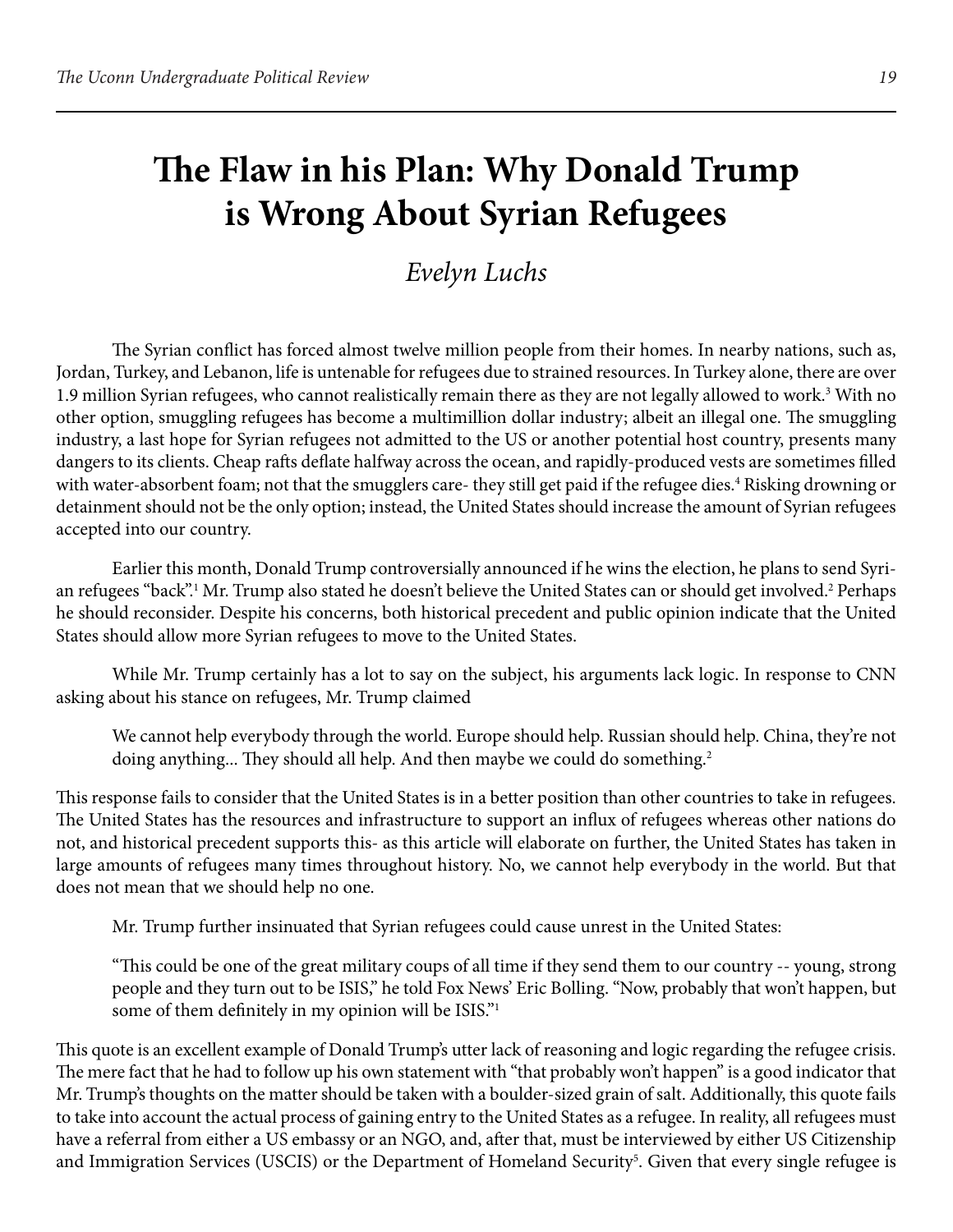# The Flaw in his Plan: Why Donald Trump is Wrong About Syrian Refugees

*Evelyn Luchs*

The Syrian conflict has forced almost twelve million people from their homes. In nearby nations, such as, Jordan, Turkey, and Lebanon, life is untenable for refugees due to strained resources. In Turkey alone, there are over 1.9 million Syrian refugees, who cannot realistically remain there as they are not legally allowed to work.[3] With no other option, smuggling refugees has become a multimillion dollar industry; albeit an illegal one. The smuggling industry, a last hope for Syrian refugees not admitted to the US or another potential host country, presents many dangers to its clients. Cheap rafts deflate halfway across the ocean, and rapidly-produced vests are sometimes filled with water-absorbent foam; not that the smugglers care- they still get paid if the refugee dies.[4] Risking drowning or detainment should not be the only option; instead, the United States should increase the amount of Syrian refugees accepted into our country.

Earlier this month, Donald Trump controversially announced if he wins the election, he plans to send Syrian refugees "back".[1] Mr. Trump also stated he doesn't believe the United States can or should get involved.[2] Perhaps he should reconsider. Despite his concerns, both historical precedent and public opinion indicate that the United States should allow more Syrian refugees to move to the United States.

While Mr. Trump certainly has a lot to say on the subject, his arguments lack logic. In response to CNN asking about his stance on refugees, Mr. Trump claimed

> We cannot help everybody through the world. Europe should help. Russian should help. China, they're not doing anything... They should all help. And then maybe we could do something.[2]

This response fails to consider that the United States is in a better position than other countries to take in refugees. The United States has the resources and infrastructure to support an influx of refugees whereas other nations do not, and historical precedent supports this- as this article will elaborate on further, the United States has taken in large amounts of refugees many times throughout history. No, we cannot help everybody in the world. But that does not mean that we should help no one.

Mr. Trump further insinuated that Syrian refugees could cause unrest in the United States:

> "This could be one of the great military coups of all time if they send them to our country -- young, strong people and they turn out to be ISIS," he told Fox News' Eric Bolling. "Now, probably that won't happen, but some of them definitely in my opinion will be ISIS."[1]

This quote is an excellent example of Donald Trump's utter lack of reasoning and logic regarding the refugee crisis. The mere fact that he had to follow up his own statement with "that probably won't happen" is a good indicator that Mr. Trump's thoughts on the matter should be taken with a boulder-sized grain of salt. Additionally, this quote fails to take into account the actual process of gaining entry to the United States as a refugee. In reality, all refugees must have a referral from either a US embassy or an NGO, and, after that, must be interviewed by either US Citizenship and Immigration Services (USCIS) or the Department of Homeland Security[5]. Given that every single refugee is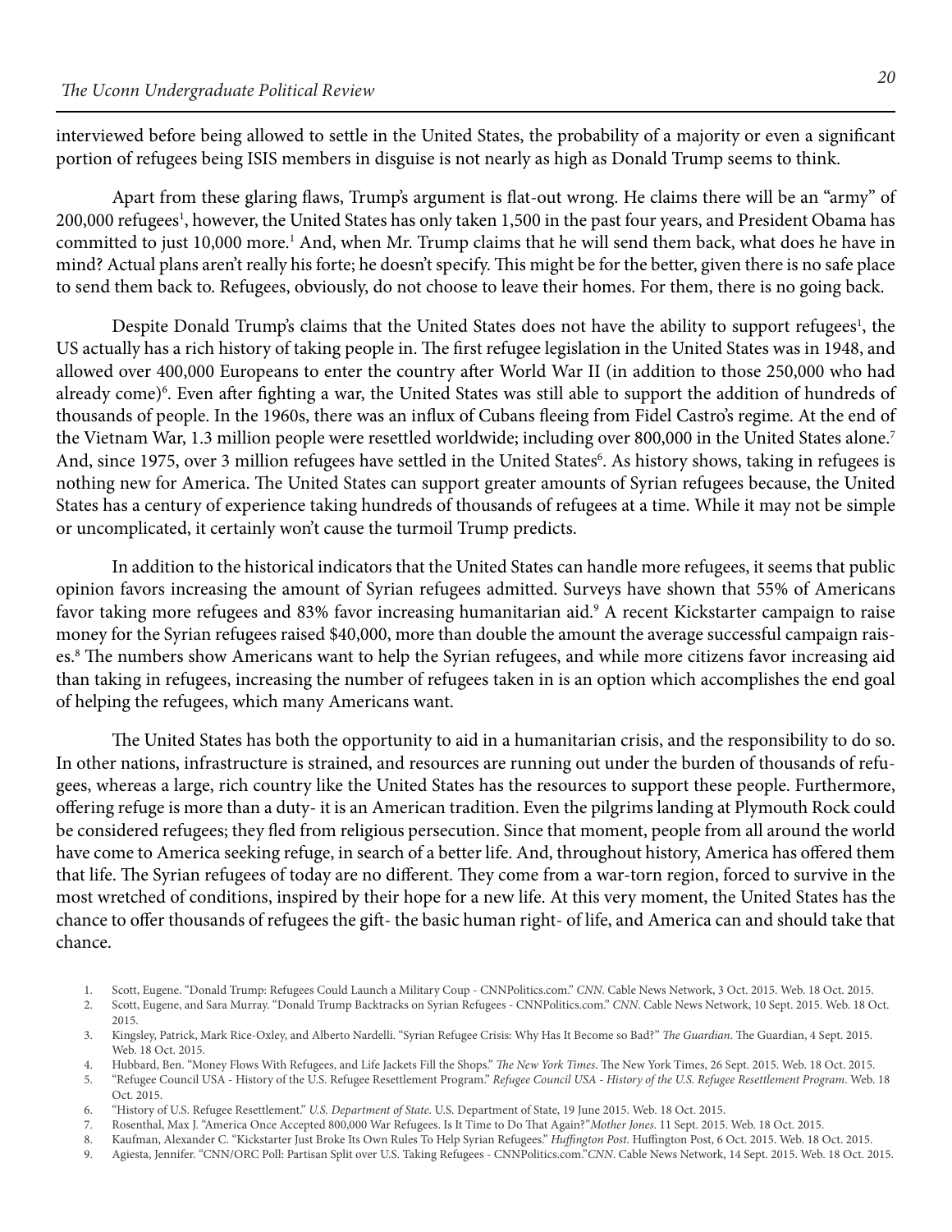interviewed before being allowed to settle in the United States, the probability of a majority or even a significant portion of refugees being ISIS members in disguise is not nearly as high as Donald Trump seems to think.

Apart from these glaring flaws, Trump's argument is flat-out wrong. He claims there will be an "army" of 200,000 refugees[1], however, the United States has only taken 1,500 in the past four years, and President Obama has committed to just 10,000 more.[1] And, when Mr. Trump claims that he will send them back, what does he have in mind? Actual plans aren't really his forte; he doesn't specify. This might be for the better, given there is no safe place to send them back to. Refugees, obviously, do not choose to leave their homes. For them, there is no going back.

Despite Donald Trump's claims that the United States does not have the ability to support refugees[1], the US actually has a rich history of taking people in. The first refugee legislation in the United States was in 1948, and allowed over 400,000 Europeans to enter the country after World War II (in addition to those 250,000 who had already come)[6]. Even after fighting a war, the United States was still able to support the addition of hundreds of thousands of people. In the 1960s, there was an influx of Cubans fleeing from Fidel Castro's regime. At the end of the Vietnam War, 1.3 million people were resettled worldwide; including over 800,000 in the United States alone.[7] And, since 1975, over 3 million refugees have settled in the United States[6]. As history shows, taking in refugees is nothing new for America. The United States can support greater amounts of Syrian refugees because, the United States has a century of experience taking hundreds of thousands of refugees at a time. While it may not be simple or uncomplicated, it certainly won't cause the turmoil Trump predicts.

In addition to the historical indicators that the United States can handle more refugees, it seems that public opinion favors increasing the amount of Syrian refugees admitted. Surveys have shown that 55% of Americans favor taking more refugees and 83% favor increasing humanitarian aid.[9] A recent Kickstarter campaign to raise money for the Syrian refugees raised $40,000, more than double the amount the average successful campaign raises.[8] The numbers show Americans want to help the Syrian refugees, and while more citizens favor increasing aid than taking in refugees, increasing the number of refugees taken in is an option which accomplishes the end goal of helping the refugees, which many Americans want.

The United States has both the opportunity to aid in a humanitarian crisis, and the responsibility to do so. In other nations, infrastructure is strained, and resources are running out under the burden of thousands of refugees, whereas a large, rich country like the United States has the resources to support these people. Furthermore, offering refuge is more than a duty- it is an American tradition. Even the pilgrims landing at Plymouth Rock could be considered refugees; they fled from religious persecution. Since that moment, people from all around the world have come to America seeking refuge, in search of a better life. And, throughout history, America has offered them that life. The Syrian refugees of today are no different. They come from a war-torn region, forced to survive in the most wretched of conditions, inspired by their hope for a new life. At this very moment, the United States has the chance to offer thousands of refugees the gift- the basic human right- of life, and America can and should take that chance.

1. Scott, Eugene. "Donald Trump: Refugees Could Launch a Military Coup - CNNPolitics.com." *CNN*. Cable News Network, 3 Oct. 2015. Web. 18 Oct. 2015.
2. Scott, Eugene, and Sara Murray. "Donald Trump Backtracks on Syrian Refugees - CNNPolitics.com." *CNN*. Cable News Network, 10 Sept. 2015. Web. 18 Oct. 2015.
3. Kingsley, Patrick, Mark Rice-Oxley, and Alberto Nardelli. "Syrian Refugee Crisis: Why Has It Become so Bad?" *The Guardian*. The Guardian, 4 Sept. 2015. Web. 18 Oct. 2015.
4. Hubbard, Ben. "Money Flows With Refugees, and Life Jackets Fill the Shops." *The New York Times*. The New York Times, 26 Sept. 2015. Web. 18 Oct. 2015.
5. "Refugee Council USA - History of the U.S. Refugee Resettlement Program." *Refugee Council USA - History of the U.S. Refugee Resettlement Program*. Web. 18 Oct. 2015.
6. "History of U.S. Refugee Resettlement." *U.S. Department of State*. U.S. Department of State, 19 June 2015. Web. 18 Oct. 2015.
7. Rosenthal, Max J. "America Once Accepted 800,000 War Refugees. Is It Time to Do That Again?" *Mother Jones*. 11 Sept. 2015. Web. 18 Oct. 2015.
8. Kaufman, Alexander C. "Kickstarter Just Broke Its Own Rules To Help Syrian Refugees." *Huffington Post*. Huffington Post, 6 Oct. 2015. Web. 18 Oct. 2015.
9. Agiesta, Jennifer. "CNN/ORC Poll: Partisan Split over U.S. Taking Refugees - CNNPolitics.com." *CNN*. Cable News Network, 14 Sept. 2015. Web. 18 Oct. 2015.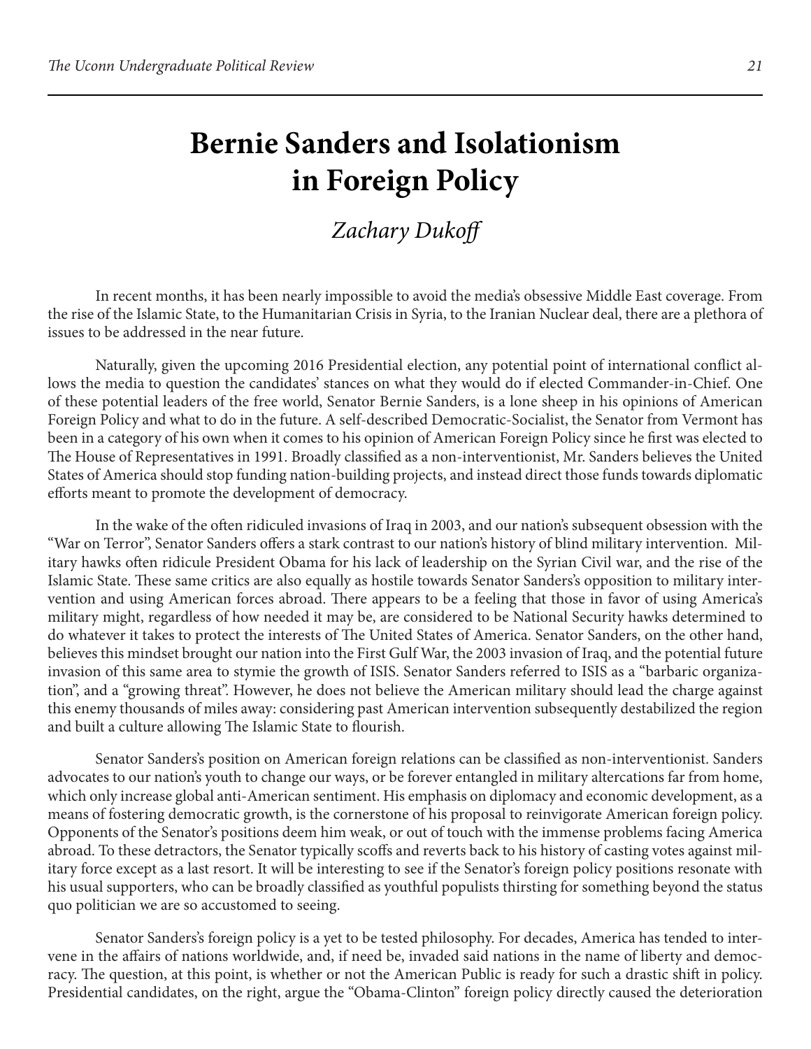# Bernie Sanders and Isolationism in Foreign Policy

*Zachary Dukoff*

In recent months, it has been nearly impossible to avoid the media's obsessive Middle East coverage. From the rise of the Islamic State, to the Humanitarian Crisis in Syria, to the Iranian Nuclear deal, there are a plethora of issues to be addressed in the near future.

Naturally, given the upcoming 2016 Presidential election, any potential point of international conflict allows the media to question the candidates' stances on what they would do if elected Commander-in-Chief. One of these potential leaders of the free world, Senator Bernie Sanders, is a lone sheep in his opinions of American Foreign Policy and what to do in the future. A self-described Democratic-Socialist, the Senator from Vermont has been in a category of his own when it comes to his opinion of American Foreign Policy since he first was elected to The House of Representatives in 1991. Broadly classified as a non-interventionist, Mr. Sanders believes the United States of America should stop funding nation-building projects, and instead direct those funds towards diplomatic efforts meant to promote the development of democracy.

In the wake of the often ridiculed invasions of Iraq in 2003, and our nation's subsequent obsession with the "War on Terror", Senator Sanders offers a stark contrast to our nation's history of blind military intervention. Military hawks often ridicule President Obama for his lack of leadership on the Syrian Civil war, and the rise of the Islamic State. These same critics are also equally as hostile towards Senator Sanders's opposition to military intervention and using American forces abroad. There appears to be a feeling that those in favor of using America's military might, regardless of how needed it may be, are considered to be National Security hawks determined to do whatever it takes to protect the interests of The United States of America. Senator Sanders, on the other hand, believes this mindset brought our nation into the First Gulf War, the 2003 invasion of Iraq, and the potential future invasion of this same area to stymie the growth of ISIS. Senator Sanders referred to ISIS as a "barbaric organization", and a "growing threat". However, he does not believe the American military should lead the charge against this enemy thousands of miles away: considering past American intervention subsequently destabilized the region and built a culture allowing The Islamic State to flourish.

Senator Sanders's position on American foreign relations can be classified as non-interventionist. Sanders advocates to our nation's youth to change our ways, or be forever entangled in military altercations far from home, which only increase global anti-American sentiment. His emphasis on diplomacy and economic development, as a means of fostering democratic growth, is the cornerstone of his proposal to reinvigorate American foreign policy. Opponents of the Senator's positions deem him weak, or out of touch with the immense problems facing America abroad. To these detractors, the Senator typically scoffs and reverts back to his history of casting votes against military force except as a last resort. It will be interesting to see if the Senator's foreign policy positions resonate with his usual supporters, who can be broadly classified as youthful populists thirsting for something beyond the status quo politician we are so accustomed to seeing.

Senator Sanders's foreign policy is a yet to be tested philosophy. For decades, America has tended to intervene in the affairs of nations worldwide, and, if need be, invaded said nations in the name of liberty and democracy. The question, at this point, is whether or not the American Public is ready for such a drastic shift in policy. Presidential candidates, on the right, argue the "Obama-Clinton" foreign policy directly caused the deterioration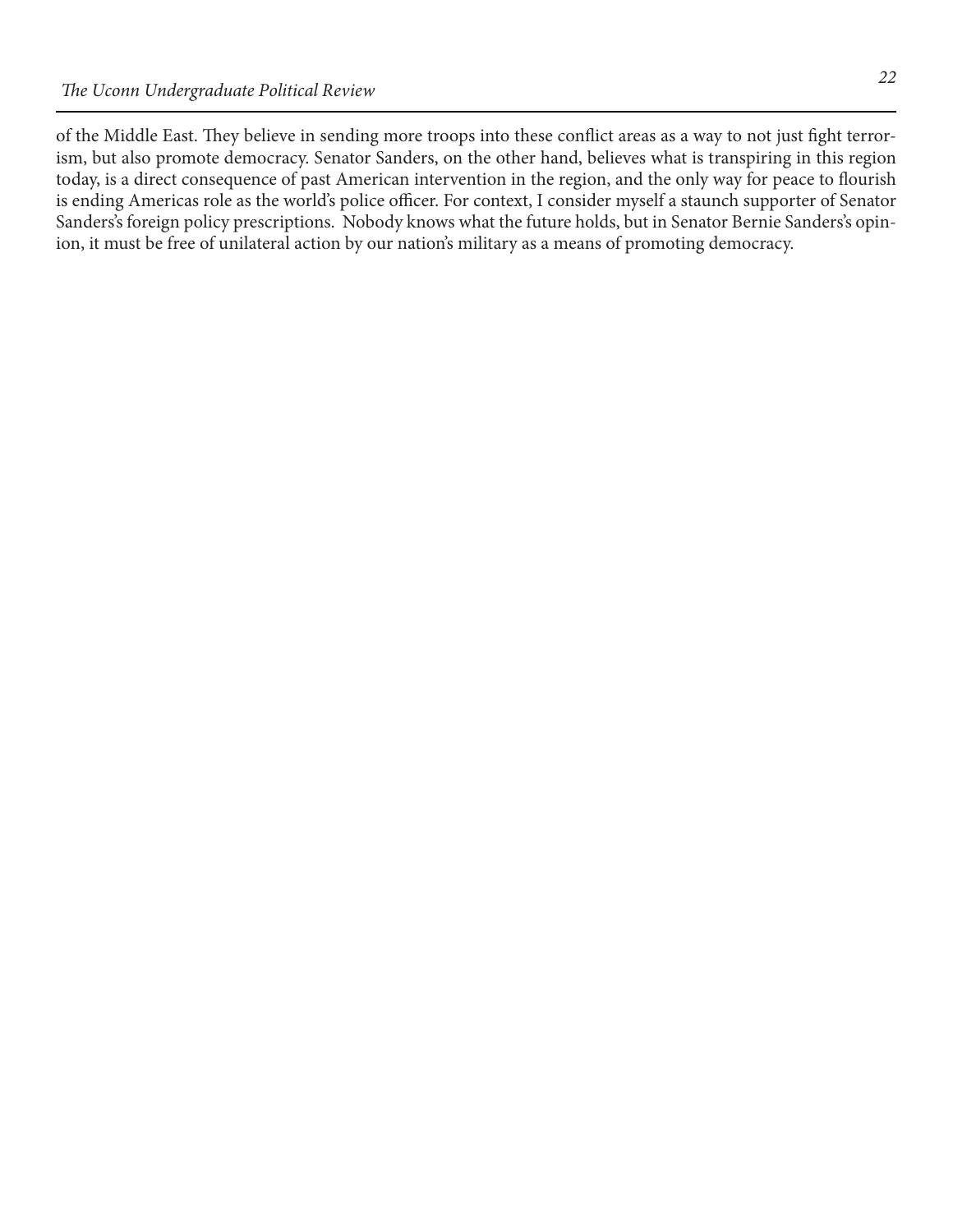of the Middle East. They believe in sending more troops into these conflict areas as a way to not just fight terrorism, but also promote democracy. Senator Sanders, on the other hand, believes what is transpiring in this region today, is a direct consequence of past American intervention in the region, and the only way for peace to flourish is ending Americas role as the world's police officer. For context, I consider myself a staunch supporter of Senator Sanders's foreign policy prescriptions. Nobody knows what the future holds, but in Senator Bernie Sanders's opinion, it must be free of unilateral action by our nation's military as a means of promoting democracy.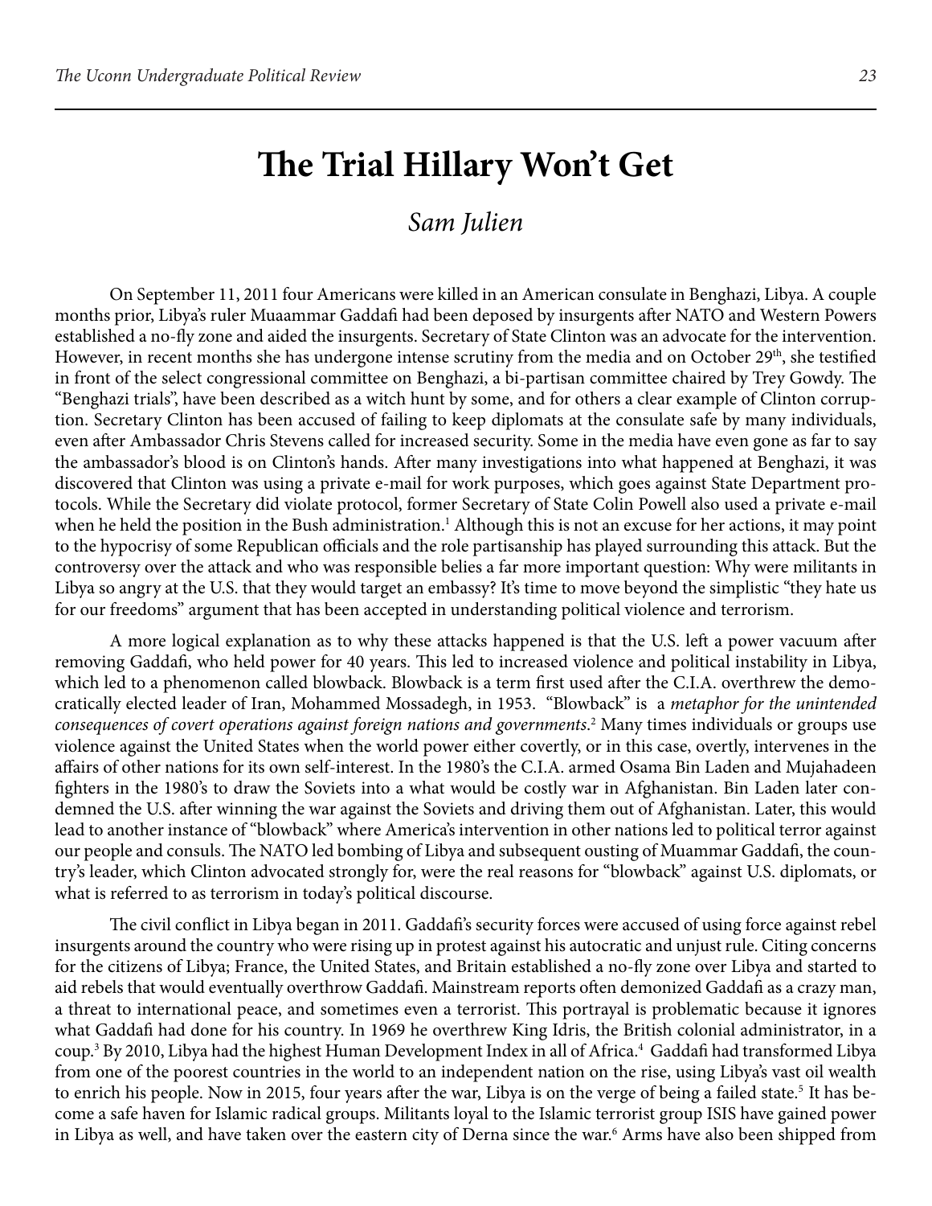# The Trial Hillary Won't Get

*Sam Julien*

On September 11, 2011 four Americans were killed in an American consulate in Benghazi, Libya. A couple months prior, Libya's ruler Muaammar Gaddafi had been deposed by insurgents after NATO and Western Powers established a no-fly zone and aided the insurgents. Secretary of State Clinton was an advocate for the intervention. However, in recent months she has undergone intense scrutiny from the media and on October 29th, she testified in front of the select congressional committee on Benghazi, a bi-partisan committee chaired by Trey Gowdy. The "Benghazi trials", have been described as a witch hunt by some, and for others a clear example of Clinton corruption. Secretary Clinton has been accused of failing to keep diplomats at the consulate safe by many individuals, even after Ambassador Chris Stevens called for increased security. Some in the media have even gone as far to say the ambassador's blood is on Clinton's hands. After many investigations into what happened at Benghazi, it was discovered that Clinton was using a private e-mail for work purposes, which goes against State Department protocols. While the Secretary did violate protocol, former Secretary of State Colin Powell also used a private e-mail when he held the position in the Bush administration.[1] Although this is not an excuse for her actions, it may point to the hypocrisy of some Republican officials and the role partisanship has played surrounding this attack. But the controversy over the attack and who was responsible belies a far more important question: Why were militants in Libya so angry at the U.S. that they would target an embassy? It's time to move beyond the simplistic "they hate us for our freedoms" argument that has been accepted in understanding political violence and terrorism.

A more logical explanation as to why these attacks happened is that the U.S. left a power vacuum after removing Gaddafi, who held power for 40 years. This led to increased violence and political instability in Libya, which led to a phenomenon called blowback. Blowback is a term first used after the C.I.A. overthrew the democratically elected leader of Iran, Mohammed Mossadegh, in 1953. "Blowback" is a *metaphor for the unintended consequences of covert operations against foreign nations and governments*.[2] Many times individuals or groups use violence against the United States when the world power either covertly, or in this case, overtly, intervenes in the affairs of other nations for its own self-interest. In the 1980's the C.I.A. armed Osama Bin Laden and Mujahadeen fighters in the 1980's to draw the Soviets into a what would be costly war in Afghanistan. Bin Laden later condemned the U.S. after winning the war against the Soviets and driving them out of Afghanistan. Later, this would lead to another instance of "blowback" where America's intervention in other nations led to political terror against our people and consuls. The NATO led bombing of Libya and subsequent ousting of Muammar Gaddafi, the country's leader, which Clinton advocated strongly for, were the real reasons for "blowback" against U.S. diplomats, or what is referred to as terrorism in today's political discourse.

The civil conflict in Libya began in 2011. Gaddafi's security forces were accused of using force against rebel insurgents around the country who were rising up in protest against his autocratic and unjust rule. Citing concerns for the citizens of Libya; France, the United States, and Britain established a no-fly zone over Libya and started to aid rebels that would eventually overthrow Gaddafi. Mainstream reports often demonized Gaddafi as a crazy man, a threat to international peace, and sometimes even a terrorist. This portrayal is problematic because it ignores what Gaddafi had done for his country. In 1969 he overthrew King Idris, the British colonial administrator, in a coup.[3] By 2010, Libya had the highest Human Development Index in all of Africa.[4] Gaddafi had transformed Libya from one of the poorest countries in the world to an independent nation on the rise, using Libya's vast oil wealth to enrich his people. Now in 2015, four years after the war, Libya is on the verge of being a failed state.[5] It has become a safe haven for Islamic radical groups. Militants loyal to the Islamic terrorist group ISIS have gained power in Libya as well, and have taken over the eastern city of Derna since the war.[6] Arms have also been shipped from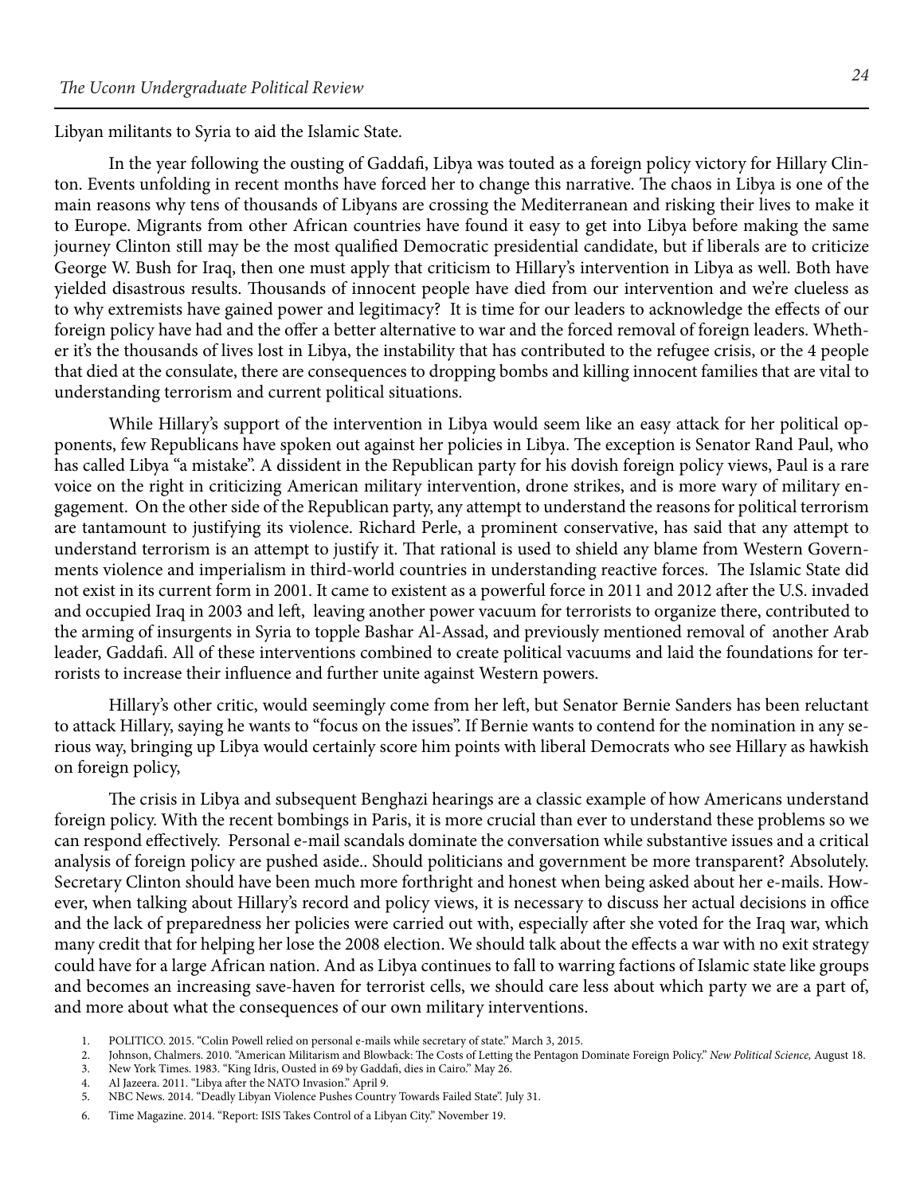Libyan militants to Syria to aid the Islamic State.

In the year following the ousting of Gaddafi, Libya was touted as a foreign policy victory for Hillary Clinton. Events unfolding in recent months have forced her to change this narrative. The chaos in Libya is one of the main reasons why tens of thousands of Libyans are crossing the Mediterranean and risking their lives to make it to Europe. Migrants from other African countries have found it easy to get into Libya before making the same journey Clinton still may be the most qualified Democratic presidential candidate, but if liberals are to criticize George W. Bush for Iraq, then one must apply that criticism to Hillary's intervention in Libya as well. Both have yielded disastrous results. Thousands of innocent people have died from our intervention and we're clueless as to why extremists have gained power and legitimacy? It is time for our leaders to acknowledge the effects of our foreign policy have had and the offer a better alternative to war and the forced removal of foreign leaders. Whether it's the thousands of lives lost in Libya, the instability that has contributed to the refugee crisis, or the 4 people that died at the consulate, there are consequences to dropping bombs and killing innocent families that are vital to understanding terrorism and current political situations.

While Hillary's support of the intervention in Libya would seem like an easy attack for her political opponents, few Republicans have spoken out against her policies in Libya. The exception is Senator Rand Paul, who has called Libya "a mistake". A dissident in the Republican party for his dovish foreign policy views, Paul is a rare voice on the right in criticizing American military intervention, drone strikes, and is more wary of military engagement. On the other side of the Republican party, any attempt to understand the reasons for political terrorism are tantamount to justifying its violence. Richard Perle, a prominent conservative, has said that any attempt to understand terrorism is an attempt to justify it. That rational is used to shield any blame from Western Governments violence and imperialism in third-world countries in understanding reactive forces. The Islamic State did not exist in its current form in 2001. It came to existent as a powerful force in 2011 and 2012 after the U.S. invaded and occupied Iraq in 2003 and left, leaving another power vacuum for terrorists to organize there, contributed to the arming of insurgents in Syria to topple Bashar Al-Assad, and previously mentioned removal of another Arab leader, Gaddafi. All of these interventions combined to create political vacuums and laid the foundations for terrorists to increase their influence and further unite against Western powers.

Hillary's other critic, would seemingly come from her left, but Senator Bernie Sanders has been reluctant to attack Hillary, saying he wants to "focus on the issues". If Bernie wants to contend for the nomination in any serious way, bringing up Libya would certainly score him points with liberal Democrats who see Hillary as hawkish on foreign policy,

The crisis in Libya and subsequent Benghazi hearings are a classic example of how Americans understand foreign policy. With the recent bombings in Paris, it is more crucial than ever to understand these problems so we can respond effectively. Personal e-mail scandals dominate the conversation while substantive issues and a critical analysis of foreign policy are pushed aside.. Should politicians and government be more transparent? Absolutely. Secretary Clinton should have been much more forthright and honest when being asked about her e-mails. However, when talking about Hillary's record and policy views, it is necessary to discuss her actual decisions in office and the lack of preparedness her policies were carried out with, especially after she voted for the Iraq war, which many credit that for helping her lose the 2008 election. We should talk about the effects a war with no exit strategy could have for a large African nation. And as Libya continues to fall to warring factions of Islamic state like groups and becomes an increasing save-haven for terrorist cells, we should care less about which party we are a part of, and more about what the consequences of our own military interventions.

1. POLITICO. 2015. "Colin Powell relied on personal e-mails while secretary of state." March 3, 2015.
2. Johnson, Chalmers. 2010. "American Militarism and Blowback: The Costs of Letting the Pentagon Dominate Foreign Policy." *New Political Science,* August 18.
3. New York Times. 1983. "King Idris, Ousted in 69 by Gaddafi, dies in Cairo." May 26.
4. Al Jazeera. 2011. "Libya after the NATO Invasion." April 9.
5. NBC News. 2014. "Deadly Libyan Violence Pushes Country Towards Failed State". July 31.
6. Time Magazine. 2014. "Report: ISIS Takes Control of a Libyan City." November 19.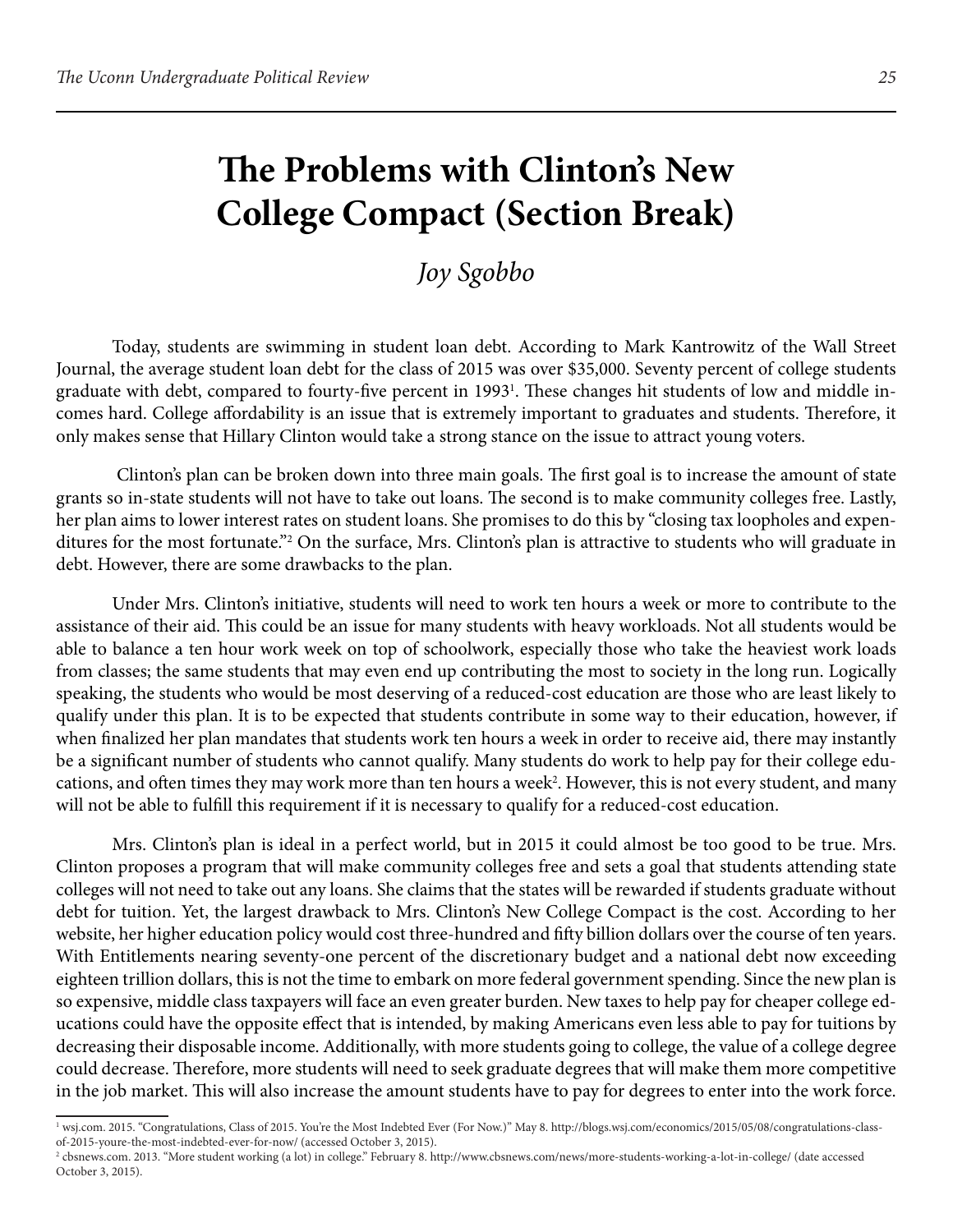# The Problems with Clinton's New College Compact (Section Break)

*Joy Sgobbo*

Today, students are swimming in student loan debt. According to Mark Kantrowitz of the Wall Street Journal, the average student loan debt for the class of 2015 was over $35,000. Seventy percent of college students graduate with debt, compared to fourty-five percent in 1993[1]. These changes hit students of low and middle incomes hard. College affordability is an issue that is extremely important to graduates and students. Therefore, it only makes sense that Hillary Clinton would take a strong stance on the issue to attract young voters.

Clinton's plan can be broken down into three main goals. The first goal is to increase the amount of state grants so in-state students will not have to take out loans. The second is to make community colleges free. Lastly, her plan aims to lower interest rates on student loans. She promises to do this by "closing tax loopholes and expenditures for the most fortunate."[2] On the surface, Mrs. Clinton's plan is attractive to students who will graduate in debt. However, there are some drawbacks to the plan.

Under Mrs. Clinton's initiative, students will need to work ten hours a week or more to contribute to the assistance of their aid. This could be an issue for many students with heavy workloads. Not all students would be able to balance a ten hour work week on top of schoolwork, especially those who take the heaviest work loads from classes; the same students that may even end up contributing the most to society in the long run. Logically speaking, the students who would be most deserving of a reduced-cost education are those who are least likely to qualify under this plan. It is to be expected that students contribute in some way to their education, however, if when finalized her plan mandates that students work ten hours a week in order to receive aid, there may instantly be a significant number of students who cannot qualify. Many students do work to help pay for their college educations, and often times they may work more than ten hours a week[2]. However, this is not every student, and many will not be able to fulfill this requirement if it is necessary to qualify for a reduced-cost education.

Mrs. Clinton's plan is ideal in a perfect world, but in 2015 it could almost be too good to be true. Mrs. Clinton proposes a program that will make community colleges free and sets a goal that students attending state colleges will not need to take out any loans. She claims that the states will be rewarded if students graduate without debt for tuition. Yet, the largest drawback to Mrs. Clinton's New College Compact is the cost. According to her website, her higher education policy would cost three-hundred and fifty billion dollars over the course of ten years. With Entitlements nearing seventy-one percent of the discretionary budget and a national debt now exceeding eighteen trillion dollars, this is not the time to embark on more federal government spending. Since the new plan is so expensive, middle class taxpayers will face an even greater burden. New taxes to help pay for cheaper college educations could have the opposite effect that is intended, by making Americans even less able to pay for tuitions by decreasing their disposable income. Additionally, with more students going to college, the value of a college degree could decrease. Therefore, more students will need to seek graduate degrees that will make them more competitive in the job market. This will also increase the amount students have to pay for degrees to enter into the work force.

---

[1] wsj.com. 2015. "Congratulations, Class of 2015. You're the Most Indebted Ever (For Now.)" May 8. http://blogs.wsj.com/economics/2015/05/08/congratulations-class-of-2015-youre-the-most-indebted-ever-for-now/ (accessed October 3, 2015).

[2] cbsnews.com. 2013. "More student working (a lot) in college." February 8. http://www.cbsnews.com/news/more-students-working-a-lot-in-college/ (date accessed October 3, 2015).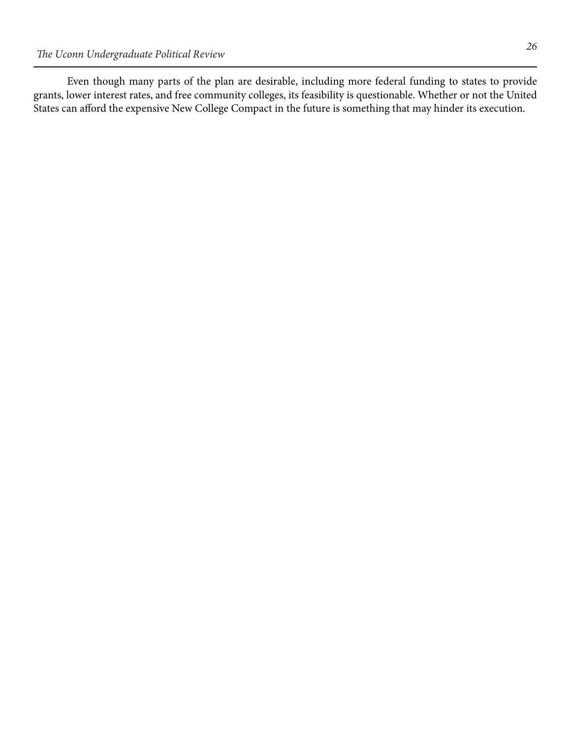Even though many parts of the plan are desirable, including more federal funding to states to provide grants, lower interest rates, and free community colleges, its feasibility is questionable. Whether or not the United States can afford the expensive New College Compact in the future is something that may hinder its execution.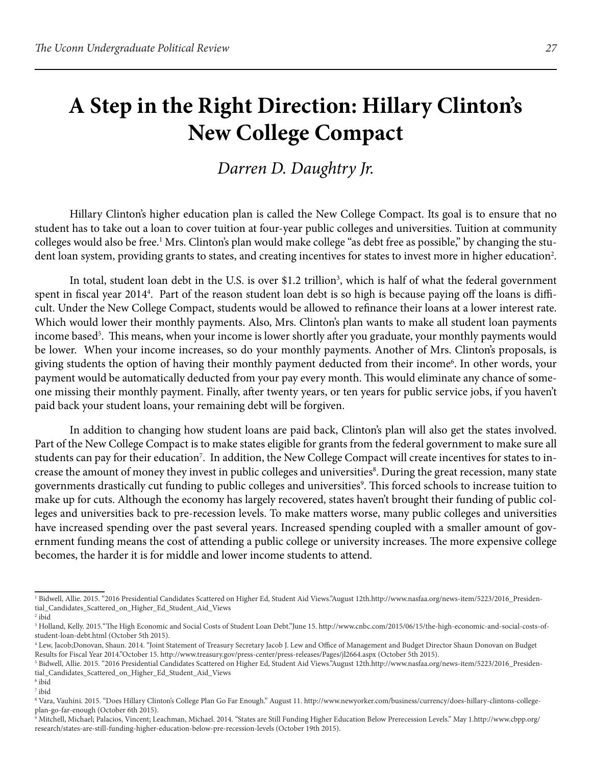# A Step in the Right Direction: Hillary Clinton's New College Compact

*Darren D. Daughtry Jr.*

Hillary Clinton's higher education plan is called the New College Compact. Its goal is to ensure that no student has to take out a loan to cover tuition at four-year public colleges and universities. Tuition at community colleges would also be free.[1] Mrs. Clinton's plan would make college "as debt free as possible," by changing the student loan system, providing grants to states, and creating incentives for states to invest more in higher education[2].

In total, student loan debt in the U.S. is over $1.2 trillion[3], which is half of what the federal government spent in fiscal year 2014[4]. Part of the reason student loan debt is so high is because paying off the loans is difficult. Under the New College Compact, students would be allowed to refinance their loans at a lower interest rate. Which would lower their monthly payments. Also, Mrs. Clinton's plan wants to make all student loan payments income based[5]. This means, when your income is lower shortly after you graduate, your monthly payments would be lower. When your income increases, so do your monthly payments. Another of Mrs. Clinton's proposals, is giving students the option of having their monthly payment deducted from their income[6]. In other words, your payment would be automatically deducted from your pay every month. This would eliminate any chance of someone missing their monthly payment. Finally, after twenty years, or ten years for public service jobs, if you haven't paid back your student loans, your remaining debt will be forgiven.

In addition to changing how student loans are paid back, Clinton's plan will also get the states involved. Part of the New College Compact is to make states eligible for grants from the federal government to make sure all students can pay for their education[7]. In addition, the New College Compact will create incentives for states to increase the amount of money they invest in public colleges and universities[8]. During the great recession, many state governments drastically cut funding to public colleges and universities[9]. This forced schools to increase tuition to make up for cuts. Although the economy has largely recovered, states haven't brought their funding of public colleges and universities back to pre-recession levels. To make matters worse, many public colleges and universities have increased spending over the past several years. Increased spending coupled with a smaller amount of government funding means the cost of attending a public college or university increases. The more expensive college becomes, the harder it is for middle and lower income students to attend.

---

[1] Bidwell, Allie. 2015. "2016 Presidential Candidates Scattered on Higher Ed, Student Aid Views."August 12th.http://www.nasfaa.org/news-item/5223/2016_Presidential_Candidates_Scattered_on_Higher_Ed_Student_Aid_Views

[2] ibid

[3] Holland, Kelly. 2015."The High Economic and Social Costs of Student Loan Debt."June 15. http://www.cnbc.com/2015/06/15/the-high-economic-and-social-costs-of-student-loan-debt.html (October 5th 2015).

[4] Lew, Jacob;Donovan, Shaun. 2014. "Joint Statement of Treasury Secretary Jacob J. Lew and Office of Management and Budget Director Shaun Donovan on Budget Results for Fiscal Year 2014."October 15. http://www.treasury.gov/press-center/press-releases/Pages/jl2664.aspx (October 5th 2015).

[5] Bidwell, Allie. 2015. "2016 Presidential Candidates Scattered on Higher Ed, Student Aid Views."August 12th.http://www.nasfaa.org/news-item/5223/2016_Presidential_Candidates_Scattered_on_Higher_Ed_Student_Aid_Views

[6] ibid

[7] ibid

[8] Vara, Vauhini. 2015. "Does Hillary Clinton's College Plan Go Far Enough." August 11. http://www.newyorker.com/business/currency/does-hillary-clintons-college-plan-go-far-enough (October 6th 2015).

[9] Mitchell, Michael; Palacios, Vincent; Leachman, Michael. 2014. "States are Still Funding Higher Education Below Prerecession Levels." May 1.http://www.cbpp.org/research/states-are-still-funding-higher-education-below-pre-recession-levels (October 19th 2015).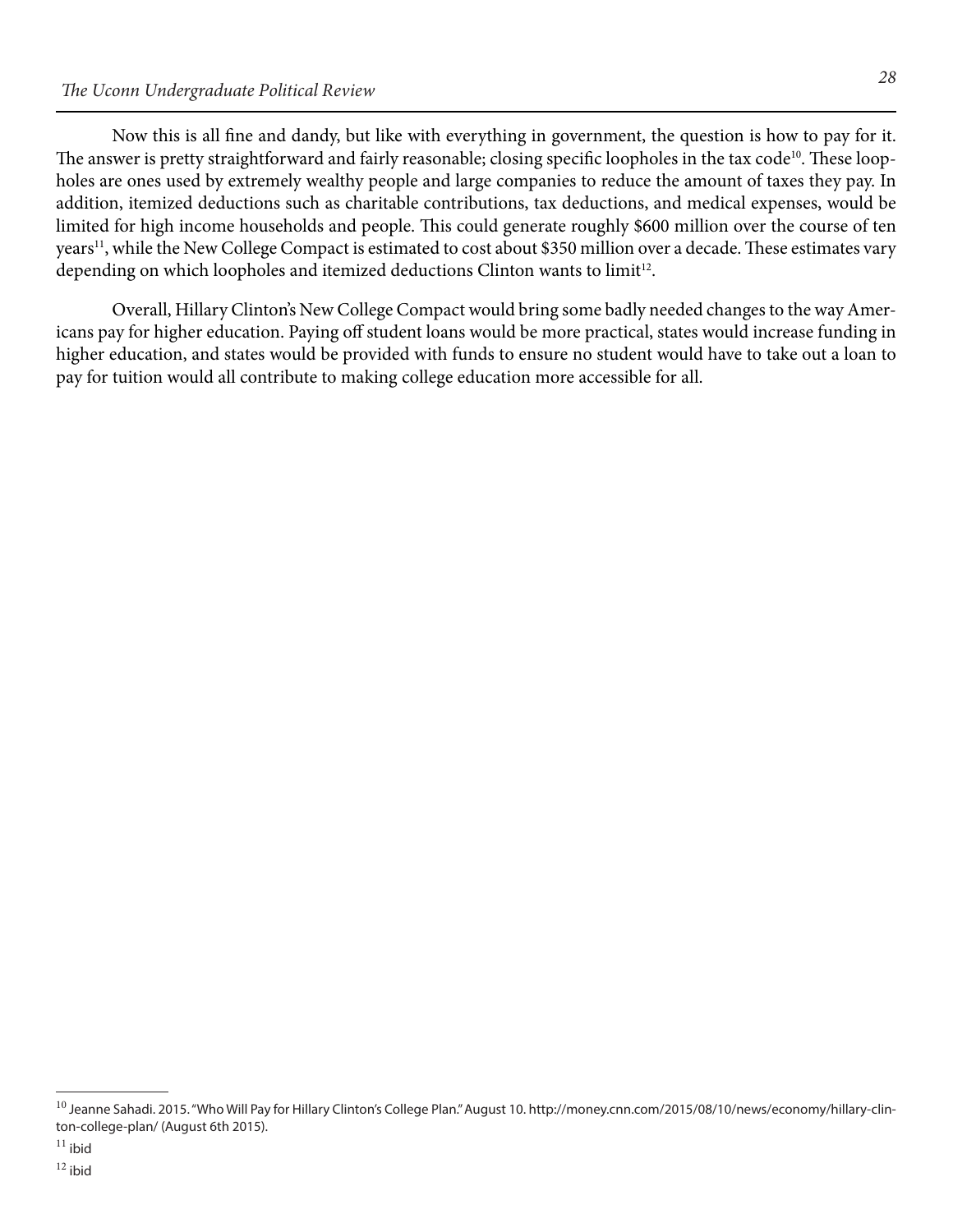Now this is all fine and dandy, but like with everything in government, the question is how to pay for it. The answer is pretty straightforward and fairly reasonable; closing specific loopholes in the tax code[10]. These loopholes are ones used by extremely wealthy people and large companies to reduce the amount of taxes they pay. In addition, itemized deductions such as charitable contributions, tax deductions, and medical expenses, would be limited for high income households and people. This could generate roughly $600 million over the course of ten years[11], while the New College Compact is estimated to cost about $350 million over a decade. These estimates vary depending on which loopholes and itemized deductions Clinton wants to limit[12].

Overall, Hillary Clinton's New College Compact would bring some badly needed changes to the way Americans pay for higher education. Paying off student loans would be more practical, states would increase funding in higher education, and states would be provided with funds to ensure no student would have to take out a loan to pay for tuition would all contribute to making college education more accessible for all.

---

[10] Jeanne Sahadi. 2015. "Who Will Pay for Hillary Clinton's College Plan." August 10. http://money.cnn.com/2015/08/10/news/economy/hillary-clinton-college-plan/ (August 6th 2015).

[11] ibid

[12] ibid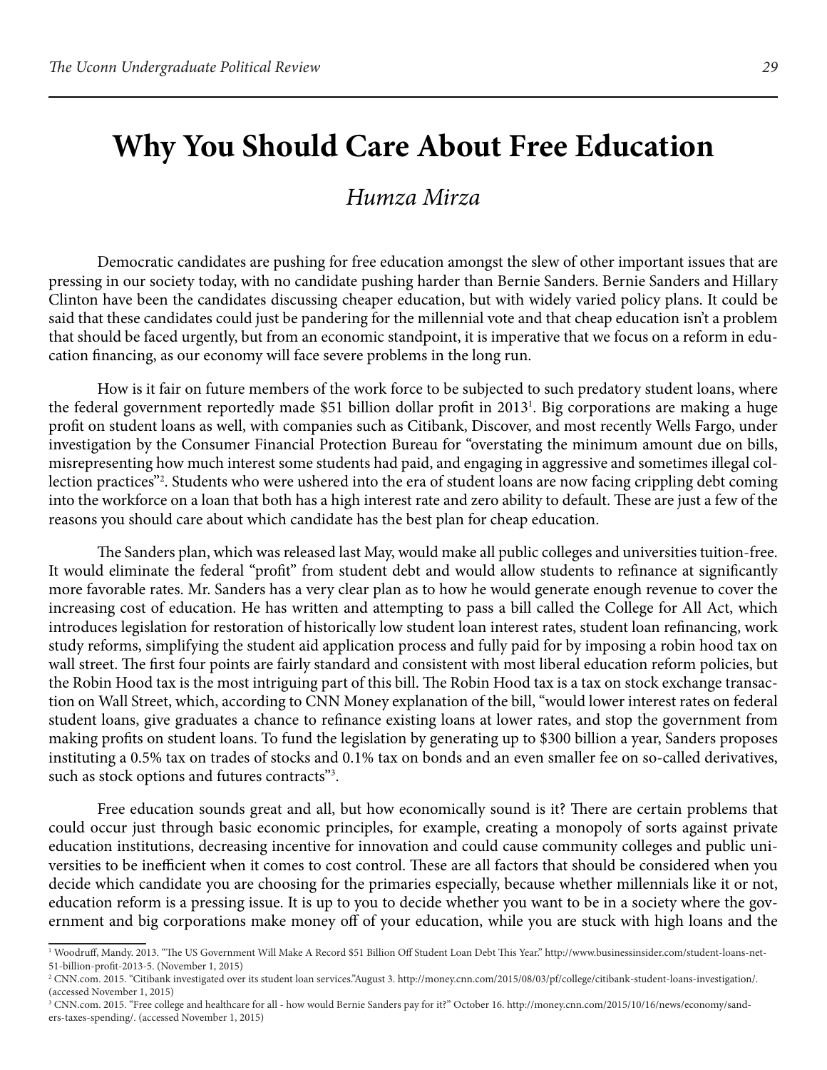# Why You Should Care About Free Education

*Humza Mirza*

Democratic candidates are pushing for free education amongst the slew of other important issues that are pressing in our society today, with no candidate pushing harder than Bernie Sanders. Bernie Sanders and Hillary Clinton have been the candidates discussing cheaper education, but with widely varied policy plans. It could be said that these candidates could just be pandering for the millennial vote and that cheap education isn't a problem that should be faced urgently, but from an economic standpoint, it is imperative that we focus on a reform in education financing, as our economy will face severe problems in the long run.

How is it fair on future members of the work force to be subjected to such predatory student loans, where the federal government reportedly made $51 billion dollar profit in 2013[1]. Big corporations are making a huge profit on student loans as well, with companies such as Citibank, Discover, and most recently Wells Fargo, under investigation by the Consumer Financial Protection Bureau for "overstating the minimum amount due on bills, misrepresenting how much interest some students had paid, and engaging in aggressive and sometimes illegal collection practices"[2]. Students who were ushered into the era of student loans are now facing crippling debt coming into the workforce on a loan that both has a high interest rate and zero ability to default. These are just a few of the reasons you should care about which candidate has the best plan for cheap education.

The Sanders plan, which was released last May, would make all public colleges and universities tuition-free. It would eliminate the federal "profit" from student debt and would allow students to refinance at significantly more favorable rates. Mr. Sanders has a very clear plan as to how he would generate enough revenue to cover the increasing cost of education. He has written and attempting to pass a bill called the College for All Act, which introduces legislation for restoration of historically low student loan interest rates, student loan refinancing, work study reforms, simplifying the student aid application process and fully paid for by imposing a robin hood tax on wall street. The first four points are fairly standard and consistent with most liberal education reform policies, but the Robin Hood tax is the most intriguing part of this bill. The Robin Hood tax is a tax on stock exchange transaction on Wall Street, which, according to CNN Money explanation of the bill, "would lower interest rates on federal student loans, give graduates a chance to refinance existing loans at lower rates, and stop the government from making profits on student loans. To fund the legislation by generating up to $300 billion a year, Sanders proposes instituting a 0.5% tax on trades of stocks and 0.1% tax on bonds and an even smaller fee on so-called derivatives, such as stock options and futures contracts"[3].

Free education sounds great and all, but how economically sound is it? There are certain problems that could occur just through basic economic principles, for example, creating a monopoly of sorts against private education institutions, decreasing incentive for innovation and could cause community colleges and public universities to be inefficient when it comes to cost control. These are all factors that should be considered when you decide which candidate you are choosing for the primaries especially, because whether millennials like it or not, education reform is a pressing issue. It is up to you to decide whether you want to be in a society where the government and big corporations make money off of your education, while you are stuck with high loans and the

---

[1] Woodruff, Mandy. 2013. "The US Government Will Make A Record $51 Billion Off Student Loan Debt This Year." http://www.businessinsider.com/student-loans-net-51-billion-profit-2013-5. (November 1, 2015)

[2] CNN.com. 2015. "Citibank investigated over its student loan services."August 3. http://money.cnn.com/2015/08/03/pf/college/citibank-student-loans-investigation/. (accessed November 1, 2015)

[3] CNN.com. 2015. "Free college and healthcare for all - how would Bernie Sanders pay for it?" October 16. http://money.cnn.com/2015/10/16/news/economy/sanders-taxes-spending/. (accessed November 1, 2015)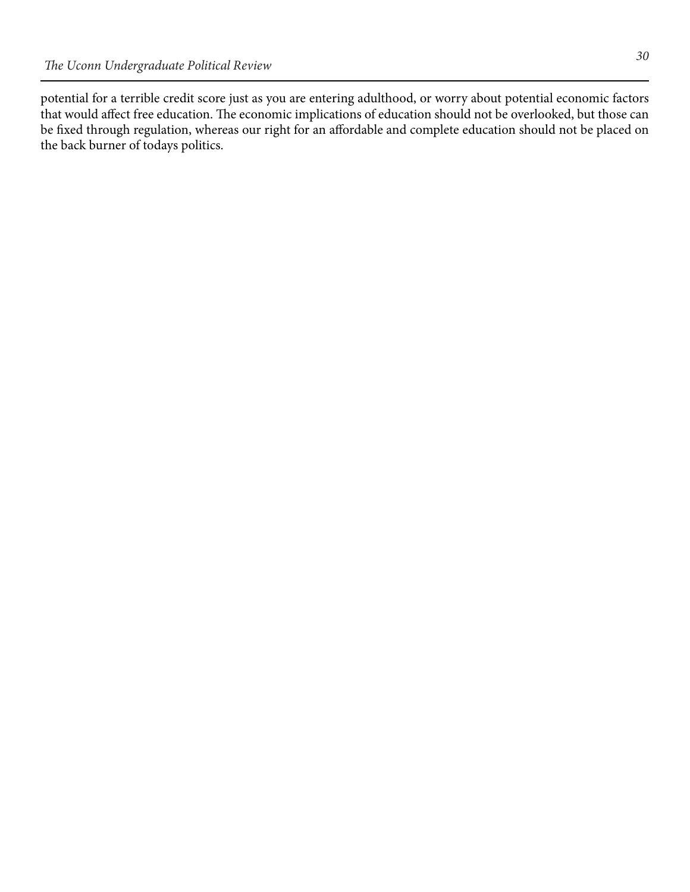potential for a terrible credit score just as you are entering adulthood, or worry about potential economic factors that would affect free education. The economic implications of education should not be overlooked, but those can be fixed through regulation, whereas our right for an affordable and complete education should not be placed on the back burner of todays politics.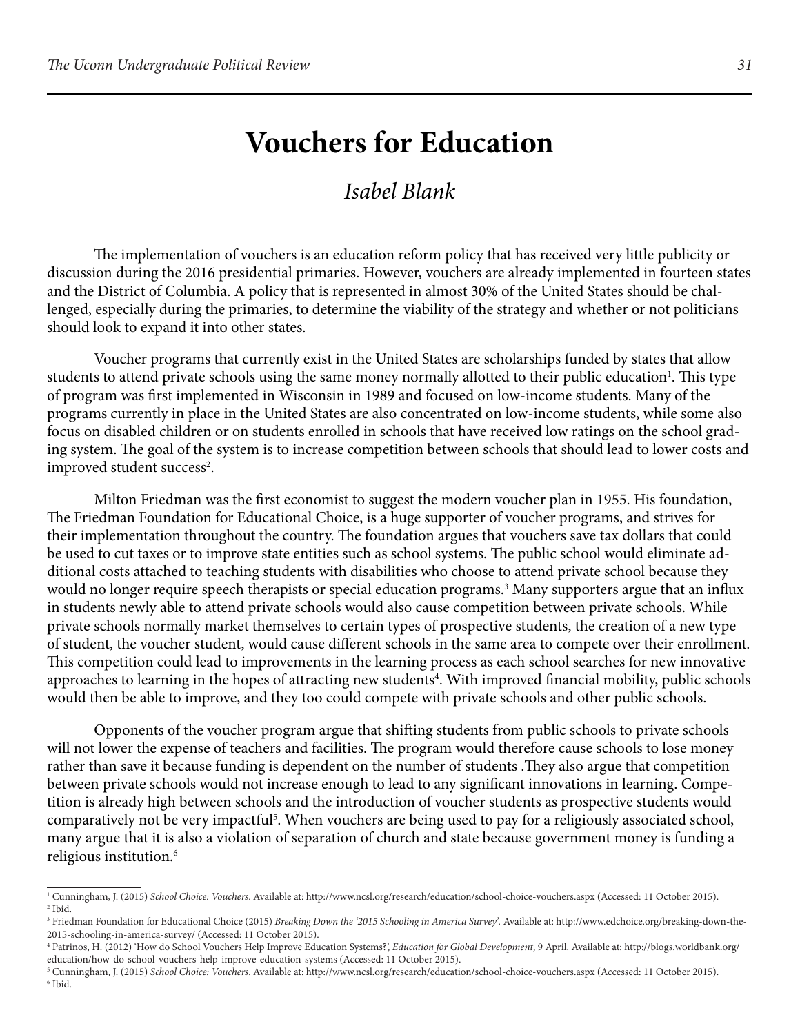# Vouchers for Education

*Isabel Blank*

The implementation of vouchers is an education reform policy that has received very little publicity or discussion during the 2016 presidential primaries. However, vouchers are already implemented in fourteen states and the District of Columbia. A policy that is represented in almost 30% of the United States should be challenged, especially during the primaries, to determine the viability of the strategy and whether or not politicians should look to expand it into other states.

Voucher programs that currently exist in the United States are scholarships funded by states that allow students to attend private schools using the same money normally allotted to their public education[1]. This type of program was first implemented in Wisconsin in 1989 and focused on low-income students. Many of the programs currently in place in the United States are also concentrated on low-income students, while some also focus on disabled children or on students enrolled in schools that have received low ratings on the school grading system. The goal of the system is to increase competition between schools that should lead to lower costs and improved student success[2].

Milton Friedman was the first economist to suggest the modern voucher plan in 1955. His foundation, The Friedman Foundation for Educational Choice, is a huge supporter of voucher programs, and strives for their implementation throughout the country. The foundation argues that vouchers save tax dollars that could be used to cut taxes or to improve state entities such as school systems. The public school would eliminate additional costs attached to teaching students with disabilities who choose to attend private school because they would no longer require speech therapists or special education programs.[3] Many supporters argue that an influx in students newly able to attend private schools would also cause competition between private schools. While private schools normally market themselves to certain types of prospective students, the creation of a new type of student, the voucher student, would cause different schools in the same area to compete over their enrollment. This competition could lead to improvements in the learning process as each school searches for new innovative approaches to learning in the hopes of attracting new students[4]. With improved financial mobility, public schools would then be able to improve, and they too could compete with private schools and other public schools.

Opponents of the voucher program argue that shifting students from public schools to private schools will not lower the expense of teachers and facilities. The program would therefore cause schools to lose money rather than save it because funding is dependent on the number of students .They also argue that competition between private schools would not increase enough to lead to any significant innovations in learning. Competition is already high between schools and the introduction of voucher students as prospective students would comparatively not be very impactful[5]. When vouchers are being used to pay for a religiously associated school, many argue that it is also a violation of separation of church and state because government money is funding a religious institution.[6]

---

[1] Cunningham, J. (2015) *School Choice: Vouchers*. Available at: http://www.ncsl.org/research/education/school-choice-vouchers.aspx (Accessed: 11 October 2015).
[2] Ibid.
[3] Friedman Foundation for Educational Choice (2015) *Breaking Down the '2015 Schooling in America Survey'*. Available at: http://www.edchoice.org/breaking-down-the-2015-schooling-in-america-survey/ (Accessed: 11 October 2015).
[4] Patrinos, H. (2012) 'How do School Vouchers Help Improve Education Systems?', *Education for Global Development*, 9 April. Available at: http://blogs.worldbank.org/education/how-do-school-vouchers-help-improve-education-systems (Accessed: 11 October 2015).
[5] Cunningham, J. (2015) *School Choice: Vouchers*. Available at: http://www.ncsl.org/research/education/school-choice-vouchers.aspx (Accessed: 11 October 2015).
[6] Ibid.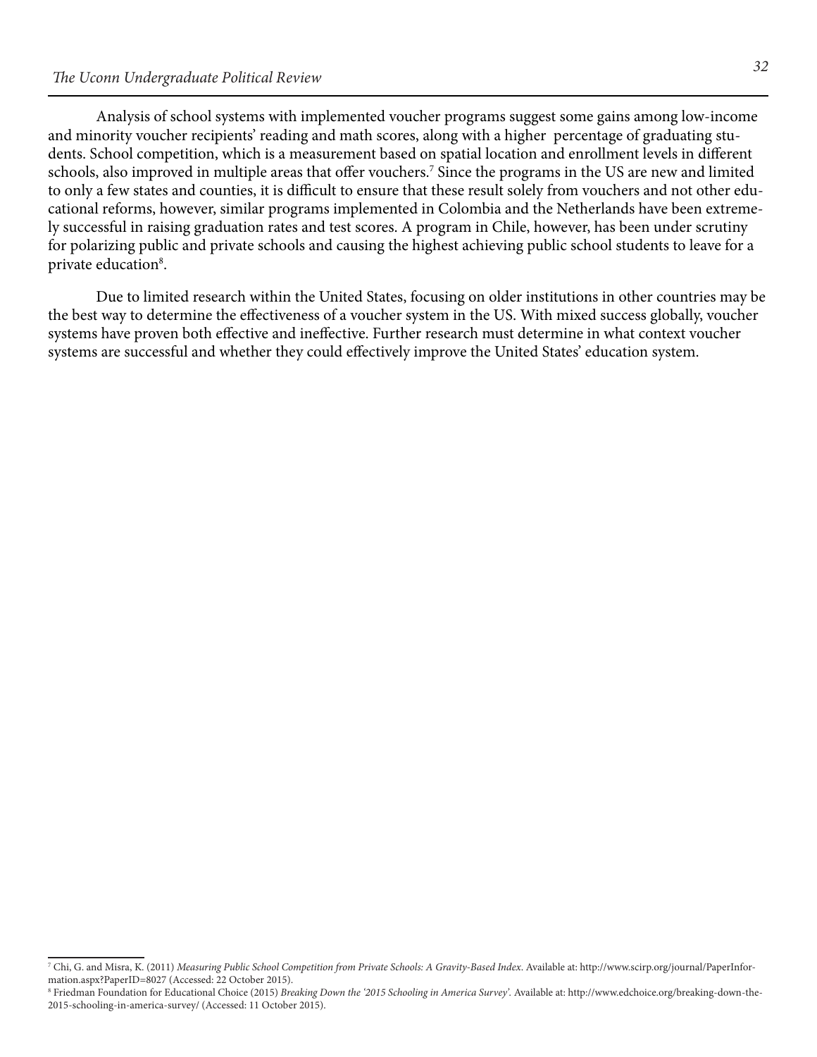Analysis of school systems with implemented voucher programs suggest some gains among low-income and minority voucher recipients' reading and math scores, along with a higher percentage of graduating students. School competition, which is a measurement based on spatial location and enrollment levels in different schools, also improved in multiple areas that offer vouchers.[7] Since the programs in the US are new and limited to only a few states and counties, it is difficult to ensure that these result solely from vouchers and not other educational reforms, however, similar programs implemented in Colombia and the Netherlands have been extremely successful in raising graduation rates and test scores. A program in Chile, however, has been under scrutiny for polarizing public and private schools and causing the highest achieving public school students to leave for a private education[8].

Due to limited research within the United States, focusing on older institutions in other countries may be the best way to determine the effectiveness of a voucher system in the US. With mixed success globally, voucher systems have proven both effective and ineffective. Further research must determine in what context voucher systems are successful and whether they could effectively improve the United States' education system.

---

[7] Chi, G. and Misra, K. (2011) *Measuring Public School Competition from Private Schools: A Gravity-Based Index*. Available at: http://www.scirp.org/journal/PaperInformation.aspx?PaperID=8027 (Accessed: 22 October 2015).

[8] Friedman Foundation for Educational Choice (2015) *Breaking Down the '2015 Schooling in America Survey'*. Available at: http://www.edchoice.org/breaking-down-the-2015-schooling-in-america-survey/ (Accessed: 11 October 2015).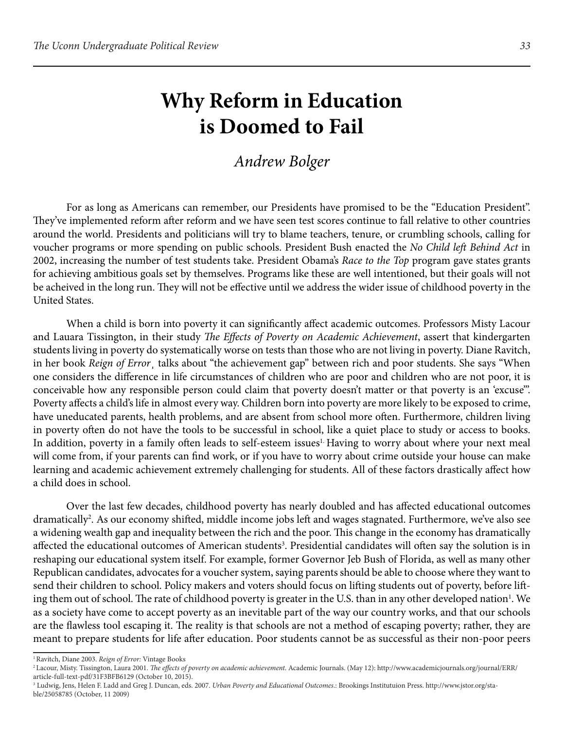# Why Reform in Education is Doomed to Fail

*Andrew Bolger*

For as long as Americans can remember, our Presidents have promised to be the "Education President". They've implemented reform after reform and we have seen test scores continue to fall relative to other countries around the world. Presidents and politicians will try to blame teachers, tenure, or crumbling schools, calling for voucher programs or more spending on public schools. President Bush enacted the *No Child left Behind Act* in 2002, increasing the number of test students take. President Obama's *Race to the Top* program gave states grants for achieving ambitious goals set by themselves. Programs like these are well intentioned, but their goals will not be acheived in the long run. They will not be effective until we address the wider issue of childhood poverty in the United States.

When a child is born into poverty it can significantly affect academic outcomes. Professors Misty Lacour and Lauara Tissington, in their study *The Effects of Poverty on Academic Achievement*, assert that kindergarten students living in poverty do systematically worse on tests than those who are not living in poverty. Diane Ravitch, in her book *Reign of Error*, talks about "the achievement gap" between rich and poor students. She says "When one considers the difference in life circumstances of children who are poor and children who are not poor, it is conceivable how any responsible person could claim that poverty doesn't matter or that poverty is an 'excuse'". Poverty affects a child's life in almost every way. Children born into poverty are more likely to be exposed to crime, have uneducated parents, health problems, and are absent from school more often. Furthermore, children living in poverty often do not have the tools to be successful in school, like a quiet place to study or access to books. In addition, poverty in a family often leads to self-esteem issues[1]. Having to worry about where your next meal will come from, if your parents can find work, or if you have to worry about crime outside your house can make learning and academic achievement extremely challenging for students. All of these factors drastically affect how a child does in school.

Over the last few decades, childhood poverty has nearly doubled and has affected educational outcomes dramatically[2]. As our economy shifted, middle income jobs left and wages stagnated. Furthermore, we've also see a widening wealth gap and inequality between the rich and the poor. This change in the economy has dramatically affected the educational outcomes of American students[3]. Presidential candidates will often say the solution is in reshaping our educational system itself. For example, former Governor Jeb Bush of Florida, as well as many other Republican candidates, advocates for a voucher system, saying parents should be able to choose where they want to send their children to school. Policy makers and voters should focus on lifting students out of poverty, before lifting them out of school. The rate of childhood poverty is greater in the U.S. than in any other developed nation[1]. We as a society have come to accept poverty as an inevitable part of the way our country works, and that our schools are the flawless tool escaping it. The reality is that schools are not a method of escaping poverty; rather, they are meant to prepare students for life after education. Poor students cannot be as successful as their non-poor peers

---

[1] Ravitch, Diane 2003. *Reign of Error:* Vintage Books

[2] Lacour, Misty. Tissington, Laura 2001. *The effects of poverty on academic achievement.* Academic Journals. (May 12): http://www.academicjournals.org/journal/ERR/article-full-text-pdf/31F3BFB6129 (October 10, 2015).

[3] Ludwig, Jens, Helen F. Ladd and Greg J. Duncan, eds. 2007. *Urban Poverty and Educational Outcomes.*: Brookings Institutuion Press. http://www.jstor.org/stable/25058785 (October, 11 2009)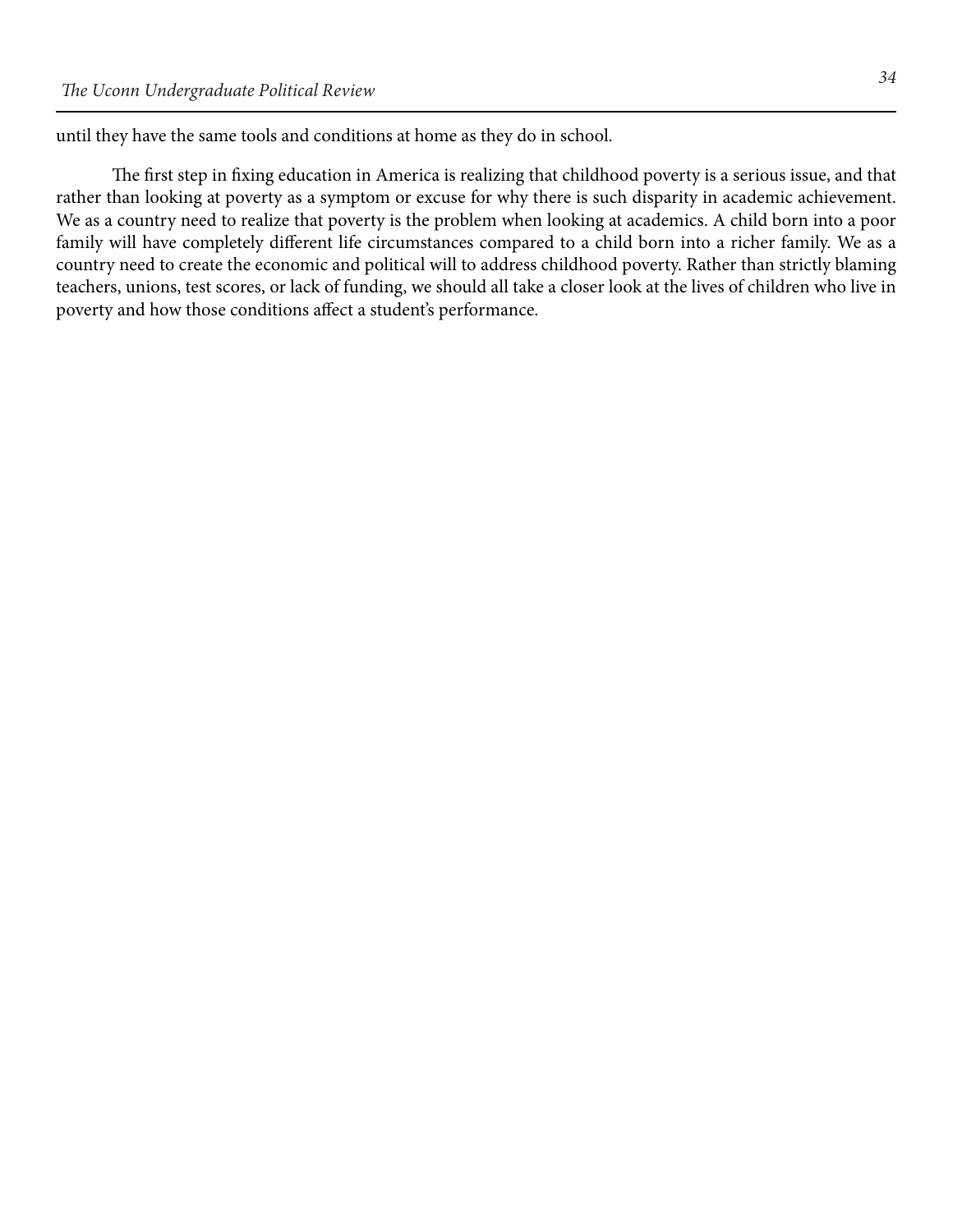until they have the same tools and conditions at home as they do in school.

The first step in fixing education in America is realizing that childhood poverty is a serious issue, and that rather than looking at poverty as a symptom or excuse for why there is such disparity in academic achievement. We as a country need to realize that poverty is the problem when looking at academics. A child born into a poor family will have completely different life circumstances compared to a child born into a richer family. We as a country need to create the economic and political will to address childhood poverty. Rather than strictly blaming teachers, unions, test scores, or lack of funding, we should all take a closer look at the lives of children who live in poverty and how those conditions affect a student's performance.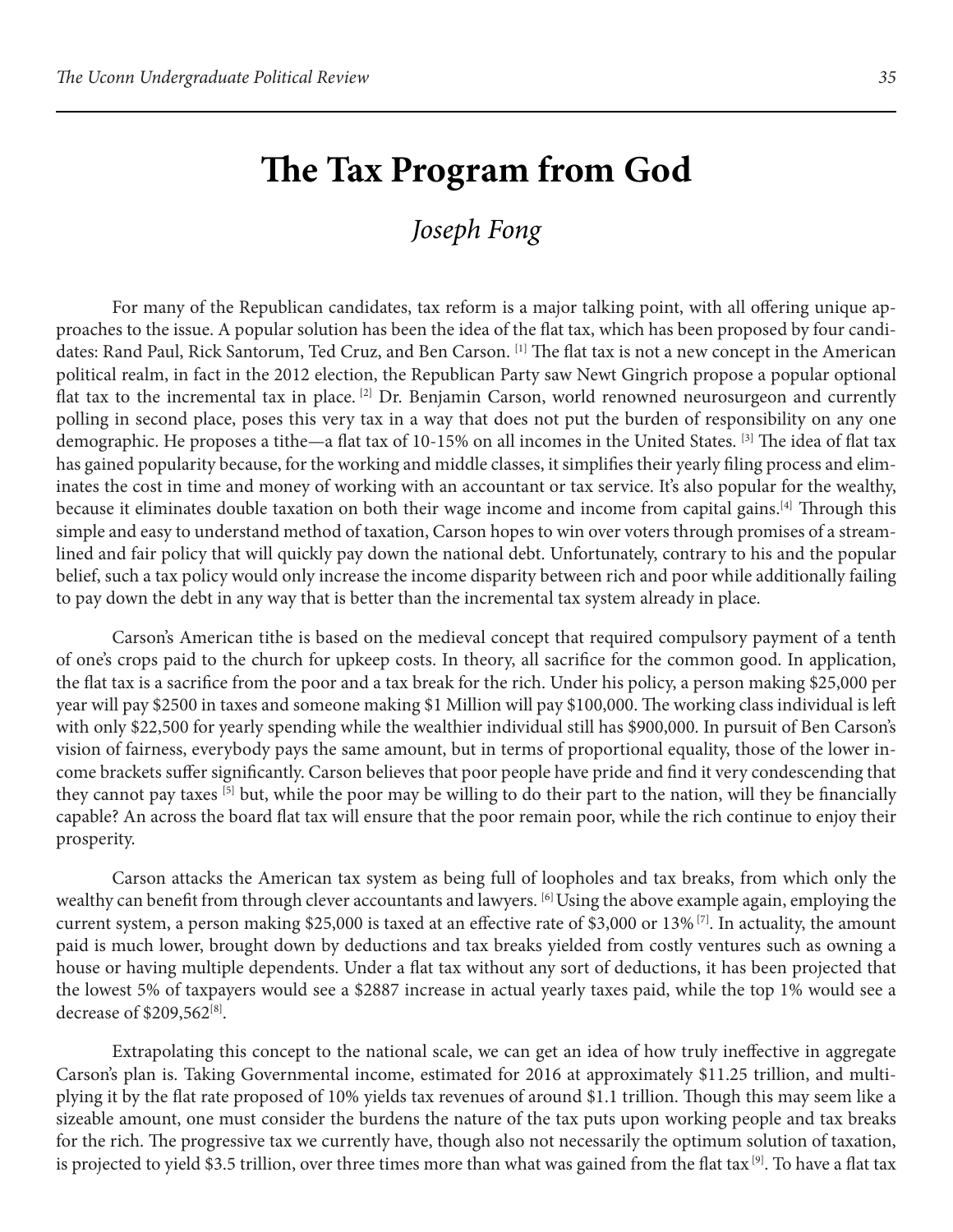# The Tax Program from God

## *Joseph Fong*

For many of the Republican candidates, tax reform is a major talking point, with all offering unique approaches to the issue. A popular solution has been the idea of the flat tax, which has been proposed by four candidates: Rand Paul, Rick Santorum, Ted Cruz, and Ben Carson. [1] The flat tax is not a new concept in the American political realm, in fact in the 2012 election, the Republican Party saw Newt Gingrich propose a popular optional flat tax to the incremental tax in place. [2] Dr. Benjamin Carson, world renowned neurosurgeon and currently polling in second place, poses this very tax in a way that does not put the burden of responsibility on any one demographic. He proposes a tithe—a flat tax of 10-15% on all incomes in the United States. [3] The idea of flat tax has gained popularity because, for the working and middle classes, it simplifies their yearly filing process and eliminates the cost in time and money of working with an accountant or tax service. It's also popular for the wealthy, because it eliminates double taxation on both their wage income and income from capital gains.[4] Through this simple and easy to understand method of taxation, Carson hopes to win over voters through promises of a streamlined and fair policy that will quickly pay down the national debt. Unfortunately, contrary to his and the popular belief, such a tax policy would only increase the income disparity between rich and poor while additionally failing to pay down the debt in any way that is better than the incremental tax system already in place.

Carson's American tithe is based on the medieval concept that required compulsory payment of a tenth of one's crops paid to the church for upkeep costs. In theory, all sacrifice for the common good. In application, the flat tax is a sacrifice from the poor and a tax break for the rich. Under his policy, a person making $25,000 per year will pay $2500 in taxes and someone making $1 Million will pay $100,000. The working class individual is left with only $22,500 for yearly spending while the wealthier individual still has $900,000. In pursuit of Ben Carson's vision of fairness, everybody pays the same amount, but in terms of proportional equality, those of the lower income brackets suffer significantly. Carson believes that poor people have pride and find it very condescending that they cannot pay taxes [5] but, while the poor may be willing to do their part to the nation, will they be financially capable? An across the board flat tax will ensure that the poor remain poor, while the rich continue to enjoy their prosperity.

Carson attacks the American tax system as being full of loopholes and tax breaks, from which only the wealthy can benefit from through clever accountants and lawyers. [6] Using the above example again, employing the current system, a person making $25,000 is taxed at an effective rate of $3,000 or 13% [7]. In actuality, the amount paid is much lower, brought down by deductions and tax breaks yielded from costly ventures such as owning a house or having multiple dependents. Under a flat tax without any sort of deductions, it has been projected that the lowest 5% of taxpayers would see a $2887 increase in actual yearly taxes paid, while the top 1% would see a decrease of $209,562[8].

Extrapolating this concept to the national scale, we can get an idea of how truly ineffective in aggregate Carson's plan is. Taking Governmental income, estimated for 2016 at approximately $11.25 trillion, and multiplying it by the flat rate proposed of 10% yields tax revenues of around $1.1 trillion. Though this may seem like a sizeable amount, one must consider the burdens the nature of the tax puts upon working people and tax breaks for the rich. The progressive tax we currently have, though also not necessarily the optimum solution of taxation, is projected to yield $3.5 trillion, over three times more than what was gained from the flat tax [9]. To have a flat tax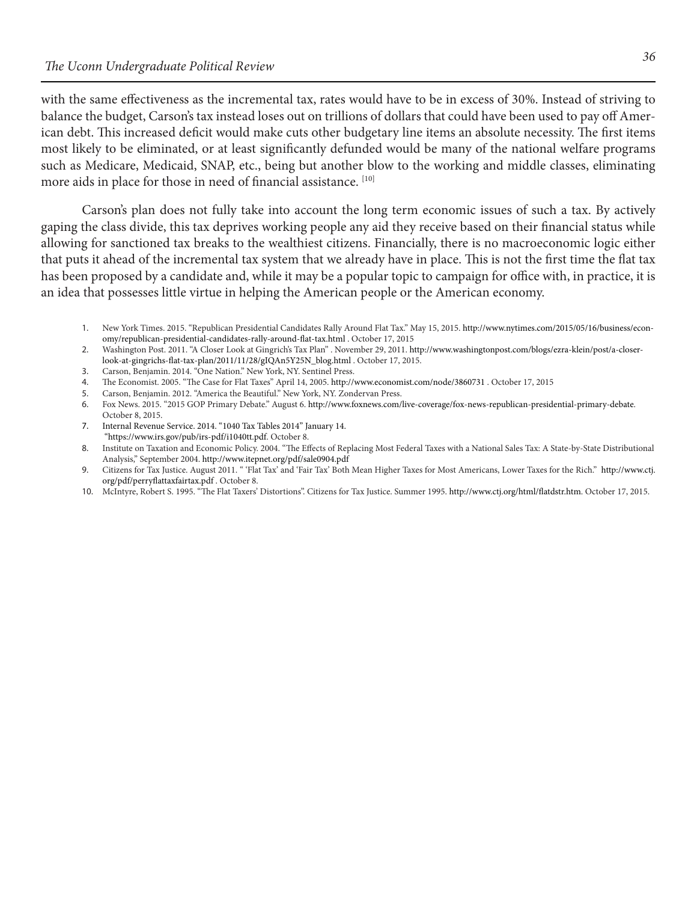with the same effectiveness as the incremental tax, rates would have to be in excess of 30%. Instead of striving to balance the budget, Carson's tax instead loses out on trillions of dollars that could have been used to pay off American debt. This increased deficit would make cuts other budgetary line items an absolute necessity. The first items most likely to be eliminated, or at least significantly defunded would be many of the national welfare programs such as Medicare, Medicaid, SNAP, etc., being but another blow to the working and middle classes, eliminating more aids in place for those in need of financial assistance. [10]

Carson's plan does not fully take into account the long term economic issues of such a tax. By actively gaping the class divide, this tax deprives working people any aid they receive based on their financial status while allowing for sanctioned tax breaks to the wealthiest citizens. Financially, there is no macroeconomic logic either that puts it ahead of the incremental tax system that we already have in place. This is not the first time the flat tax has been proposed by a candidate and, while it may be a popular topic to campaign for office with, in practice, it is an idea that possesses little virtue in helping the American people or the American economy.

1. New York Times. 2015. "Republican Presidential Candidates Rally Around Flat Tax." May 15, 2015. http://www.nytimes.com/2015/05/16/business/economy/republican-presidential-candidates-rally-around-flat-tax.html . October 17, 2015
2. Washington Post. 2011. "A Closer Look at Gingrich's Tax Plan" . November 29, 2011. http://www.washingtonpost.com/blogs/ezra-klein/post/a-closer-look-at-gingrichs-flat-tax-plan/2011/11/28/gIQAn5Y25N_blog.html . October 17, 2015.
3. Carson, Benjamin. 2014. "One Nation." New York, NY. Sentinel Press.
4. The Economist. 2005. "The Case for Flat Taxes" April 14, 2005. http://www.economist.com/node/3860731 . October 17, 2015
5. Carson, Benjamin. 2012. "America the Beautiful." New York, NY. Zondervan Press.
6. Fox News. 2015. "2015 GOP Primary Debate." August 6. http://www.foxnews.com/live-coverage/fox-news-republican-presidential-primary-debate. October 8, 2015.
7. Internal Revenue Service. 2014. "1040 Tax Tables 2014" January 14. "https://www.irs.gov/pub/irs-pdf/i1040tt.pdf. October 8.
8. Institute on Taxation and Economic Policy. 2004. "The Effects of Replacing Most Federal Taxes with a National Sales Tax: A State-by-State Distributional Analysis," September 2004. http://www.itepnet.org/pdf/sale0904.pdf
9. Citizens for Tax Justice. August 2011. " 'Flat Tax' and 'Fair Tax' Both Mean Higher Taxes for Most Americans, Lower Taxes for the Rich." http://www.ctj.org/pdf/perryflattaxfairtax.pdf . October 8.
10. McIntyre, Robert S. 1995. "The Flat Taxers' Distortions". Citizens for Tax Justice. Summer 1995. http://www.ctj.org/html/flatdstr.htm. October 17, 2015.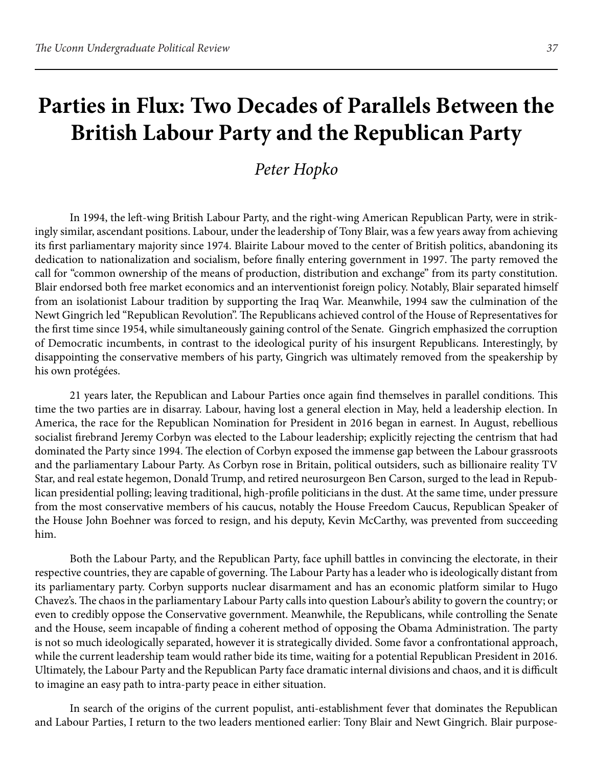# Parties in Flux: Two Decades of Parallels Between the British Labour Party and the Republican Party

*Peter Hopko*

In 1994, the left-wing British Labour Party, and the right-wing American Republican Party, were in strikingly similar, ascendant positions. Labour, under the leadership of Tony Blair, was a few years away from achieving its first parliamentary majority since 1974. Blairite Labour moved to the center of British politics, abandoning its dedication to nationalization and socialism, before finally entering government in 1997. The party removed the call for "common ownership of the means of production, distribution and exchange" from its party constitution. Blair endorsed both free market economics and an interventionist foreign policy. Notably, Blair separated himself from an isolationist Labour tradition by supporting the Iraq War. Meanwhile, 1994 saw the culmination of the Newt Gingrich led "Republican Revolution". The Republicans achieved control of the House of Representatives for the first time since 1954, while simultaneously gaining control of the Senate. Gingrich emphasized the corruption of Democratic incumbents, in contrast to the ideological purity of his insurgent Republicans. Interestingly, by disappointing the conservative members of his party, Gingrich was ultimately removed from the speakership by his own protégées.

21 years later, the Republican and Labour Parties once again find themselves in parallel conditions. This time the two parties are in disarray. Labour, having lost a general election in May, held a leadership election. In America, the race for the Republican Nomination for President in 2016 began in earnest. In August, rebellious socialist firebrand Jeremy Corbyn was elected to the Labour leadership; explicitly rejecting the centrism that had dominated the Party since 1994. The election of Corbyn exposed the immense gap between the Labour grassroots and the parliamentary Labour Party. As Corbyn rose in Britain, political outsiders, such as billionaire reality TV Star, and real estate hegemon, Donald Trump, and retired neurosurgeon Ben Carson, surged to the lead in Republican presidential polling; leaving traditional, high-profile politicians in the dust. At the same time, under pressure from the most conservative members of his caucus, notably the House Freedom Caucus, Republican Speaker of the House John Boehner was forced to resign, and his deputy, Kevin McCarthy, was prevented from succeeding him.

Both the Labour Party, and the Republican Party, face uphill battles in convincing the electorate, in their respective countries, they are capable of governing. The Labour Party has a leader who is ideologically distant from its parliamentary party. Corbyn supports nuclear disarmament and has an economic platform similar to Hugo Chavez's. The chaos in the parliamentary Labour Party calls into question Labour's ability to govern the country; or even to credibly oppose the Conservative government. Meanwhile, the Republicans, while controlling the Senate and the House, seem incapable of finding a coherent method of opposing the Obama Administration. The party is not so much ideologically separated, however it is strategically divided. Some favor a confrontational approach, while the current leadership team would rather bide its time, waiting for a potential Republican President in 2016. Ultimately, the Labour Party and the Republican Party face dramatic internal divisions and chaos, and it is difficult to imagine an easy path to intra-party peace in either situation.

In search of the origins of the current populist, anti-establishment fever that dominates the Republican and Labour Parties, I return to the two leaders mentioned earlier: Tony Blair and Newt Gingrich. Blair purpose-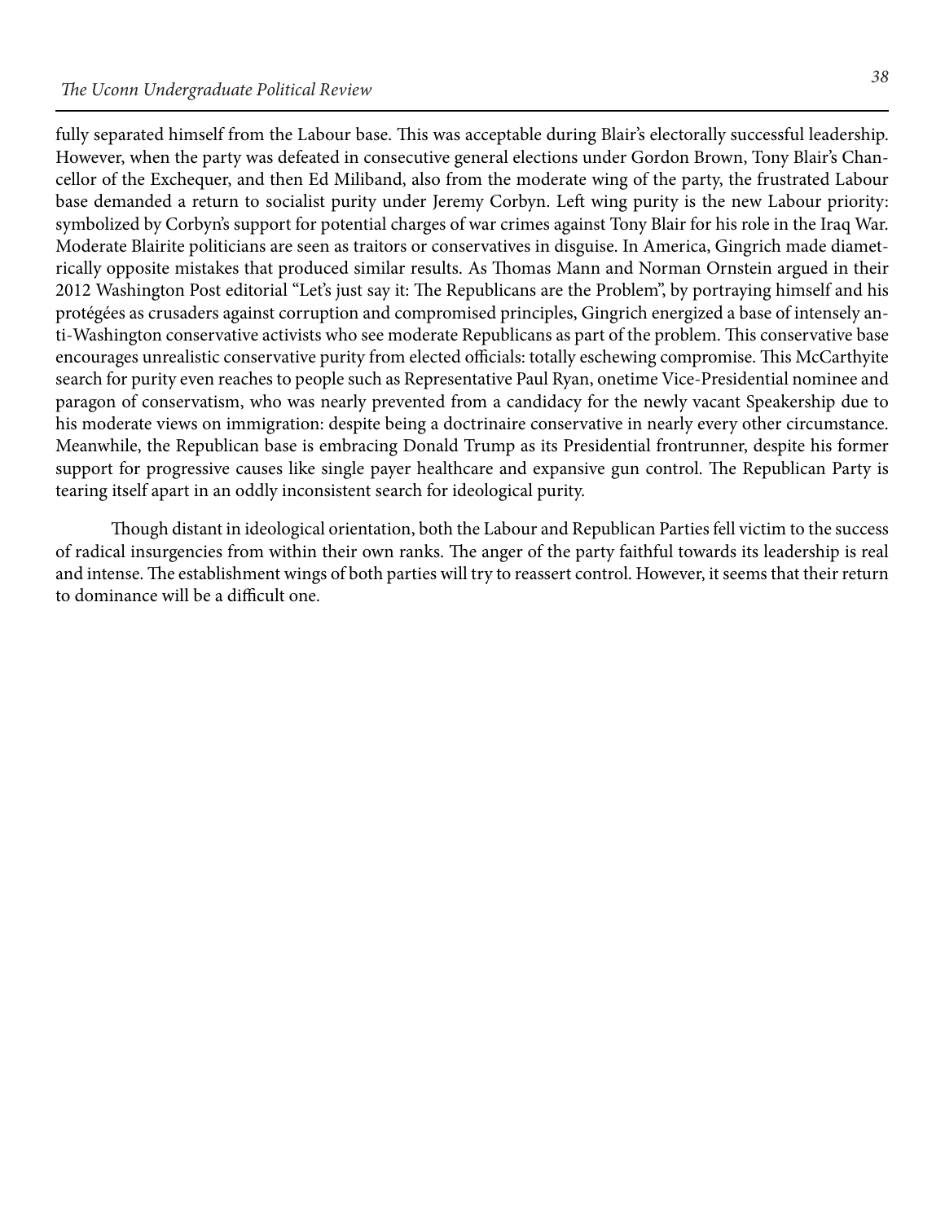fully separated himself from the Labour base. This was acceptable during Blair's electorally successful leadership. However, when the party was defeated in consecutive general elections under Gordon Brown, Tony Blair's Chancellor of the Exchequer, and then Ed Miliband, also from the moderate wing of the party, the frustrated Labour base demanded a return to socialist purity under Jeremy Corbyn. Left wing purity is the new Labour priority: symbolized by Corbyn's support for potential charges of war crimes against Tony Blair for his role in the Iraq War. Moderate Blairite politicians are seen as traitors or conservatives in disguise. In America, Gingrich made diametrically opposite mistakes that produced similar results. As Thomas Mann and Norman Ornstein argued in their 2012 Washington Post editorial "Let's just say it: The Republicans are the Problem", by portraying himself and his protégées as crusaders against corruption and compromised principles, Gingrich energized a base of intensely anti-Washington conservative activists who see moderate Republicans as part of the problem. This conservative base encourages unrealistic conservative purity from elected officials: totally eschewing compromise. This McCarthyite search for purity even reaches to people such as Representative Paul Ryan, onetime Vice-Presidential nominee and paragon of conservatism, who was nearly prevented from a candidacy for the newly vacant Speakership due to his moderate views on immigration: despite being a doctrinaire conservative in nearly every other circumstance. Meanwhile, the Republican base is embracing Donald Trump as its Presidential frontrunner, despite his former support for progressive causes like single payer healthcare and expansive gun control. The Republican Party is tearing itself apart in an oddly inconsistent search for ideological purity.

Though distant in ideological orientation, both the Labour and Republican Parties fell victim to the success of radical insurgencies from within their own ranks. The anger of the party faithful towards its leadership is real and intense. The establishment wings of both parties will try to reassert control. However, it seems that their return to dominance will be a difficult one.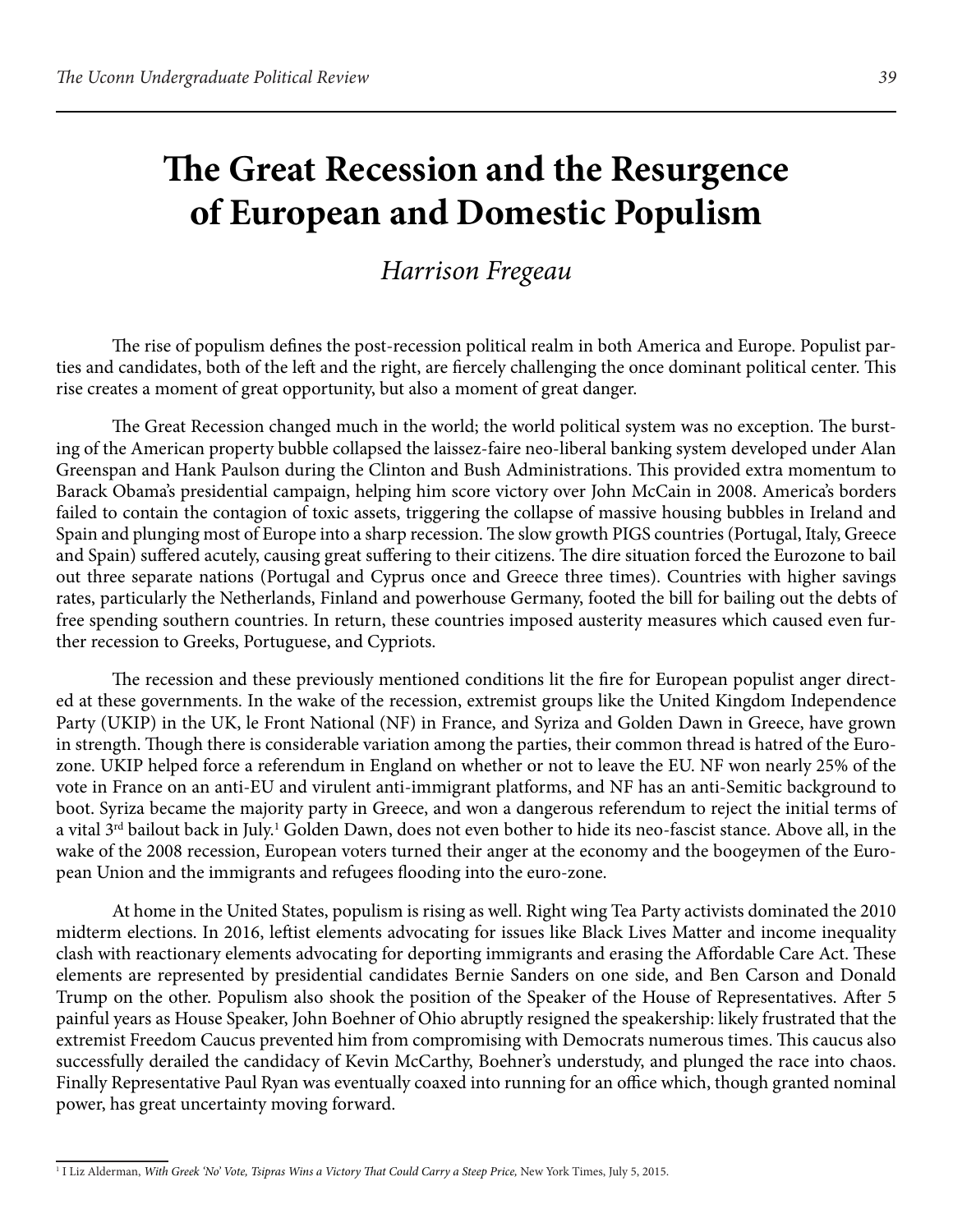# The Great Recession and the Resurgence of European and Domestic Populism

*Harrison Fregeau*

The rise of populism defines the post-recession political realm in both America and Europe. Populist parties and candidates, both of the left and the right, are fiercely challenging the once dominant political center. This rise creates a moment of great opportunity, but also a moment of great danger.

The Great Recession changed much in the world; the world political system was no exception. The bursting of the American property bubble collapsed the laissez-faire neo-liberal banking system developed under Alan Greenspan and Hank Paulson during the Clinton and Bush Administrations. This provided extra momentum to Barack Obama's presidential campaign, helping him score victory over John McCain in 2008. America's borders failed to contain the contagion of toxic assets, triggering the collapse of massive housing bubbles in Ireland and Spain and plunging most of Europe into a sharp recession. The slow growth PIGS countries (Portugal, Italy, Greece and Spain) suffered acutely, causing great suffering to their citizens. The dire situation forced the Eurozone to bail out three separate nations (Portugal and Cyprus once and Greece three times). Countries with higher savings rates, particularly the Netherlands, Finland and powerhouse Germany, footed the bill for bailing out the debts of free spending southern countries. In return, these countries imposed austerity measures which caused even further recession to Greeks, Portuguese, and Cypriots.

The recession and these previously mentioned conditions lit the fire for European populist anger directed at these governments. In the wake of the recession, extremist groups like the United Kingdom Independence Party (UKIP) in the UK, le Front National (NF) in France, and Syriza and Golden Dawn in Greece, have grown in strength. Though there is considerable variation among the parties, their common thread is hatred of the Eurozone. UKIP helped force a referendum in England on whether or not to leave the EU. NF won nearly 25% of the vote in France on an anti-EU and virulent anti-immigrant platforms, and NF has an anti-Semitic background to boot. Syriza became the majority party in Greece, and won a dangerous referendum to reject the initial terms of a vital 3rd bailout back in July.[1] Golden Dawn, does not even bother to hide its neo-fascist stance. Above all, in the wake of the 2008 recession, European voters turned their anger at the economy and the boogeymen of the European Union and the immigrants and refugees flooding into the euro-zone.

At home in the United States, populism is rising as well. Right wing Tea Party activists dominated the 2010 midterm elections. In 2016, leftist elements advocating for issues like Black Lives Matter and income inequality clash with reactionary elements advocating for deporting immigrants and erasing the Affordable Care Act. These elements are represented by presidential candidates Bernie Sanders on one side, and Ben Carson and Donald Trump on the other. Populism also shook the position of the Speaker of the House of Representatives. After 5 painful years as House Speaker, John Boehner of Ohio abruptly resigned the speakership: likely frustrated that the extremist Freedom Caucus prevented him from compromising with Democrats numerous times. This caucus also successfully derailed the candidacy of Kevin McCarthy, Boehner's understudy, and plunged the race into chaos. Finally Representative Paul Ryan was eventually coaxed into running for an office which, though granted nominal power, has great uncertainty moving forward.

[1] I Liz Alderman, *With Greek 'No' Vote, Tsipras Wins a Victory That Could Carry a Steep Price,* New York Times, July 5, 2015.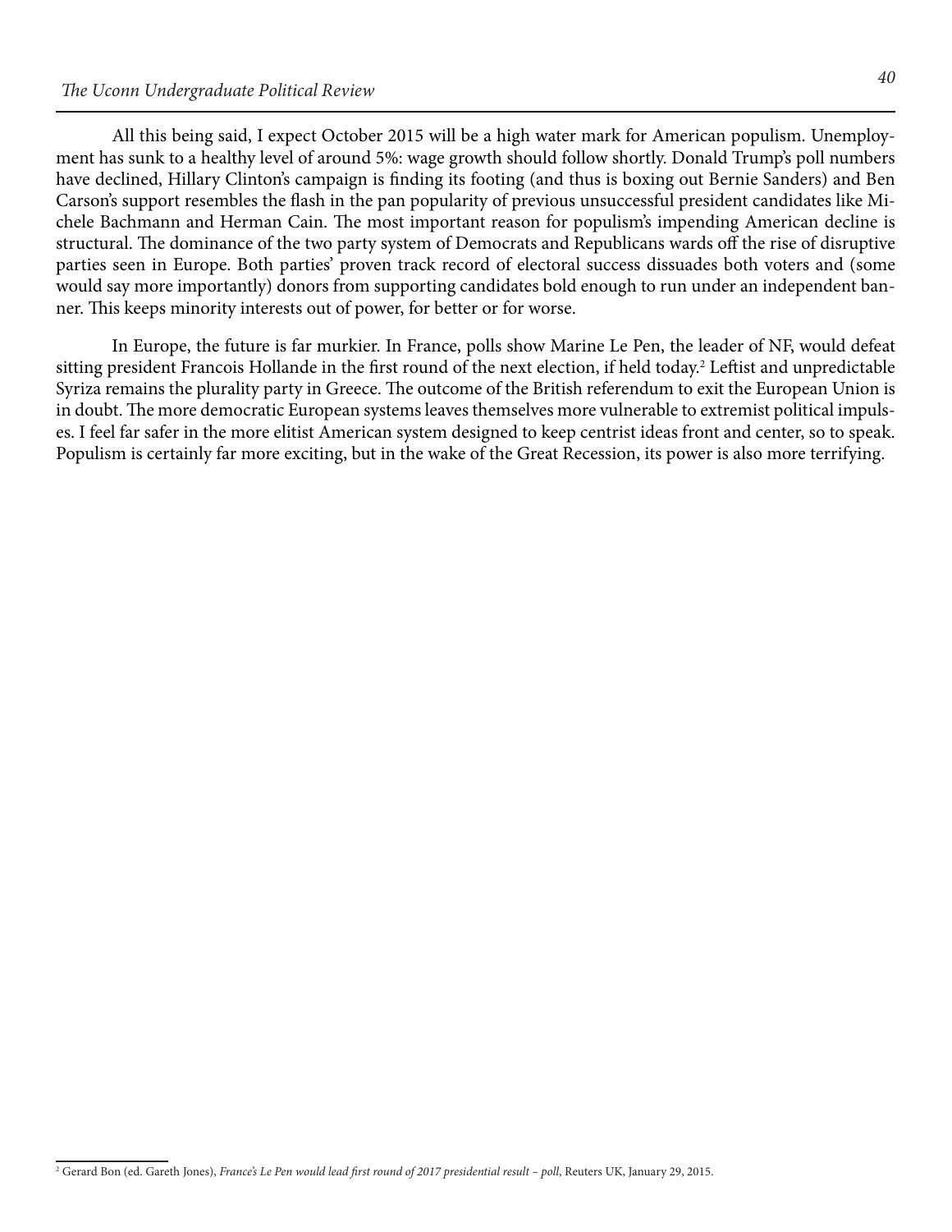All this being said, I expect October 2015 will be a high water mark for American populism. Unemployment has sunk to a healthy level of around 5%: wage growth should follow shortly. Donald Trump's poll numbers have declined, Hillary Clinton's campaign is finding its footing (and thus is boxing out Bernie Sanders) and Ben Carson's support resembles the flash in the pan popularity of previous unsuccessful president candidates like Michele Bachmann and Herman Cain. The most important reason for populism's impending American decline is structural. The dominance of the two party system of Democrats and Republicans wards off the rise of disruptive parties seen in Europe. Both parties' proven track record of electoral success dissuades both voters and (some would say more importantly) donors from supporting candidates bold enough to run under an independent banner. This keeps minority interests out of power, for better or for worse.

In Europe, the future is far murkier. In France, polls show Marine Le Pen, the leader of NF, would defeat sitting president Francois Hollande in the first round of the next election, if held today.[2] Leftist and unpredictable Syriza remains the plurality party in Greece. The outcome of the British referendum to exit the European Union is in doubt. The more democratic European systems leaves themselves more vulnerable to extremist political impulses. I feel far safer in the more elitist American system designed to keep centrist ideas front and center, so to speak. Populism is certainly far more exciting, but in the wake of the Great Recession, its power is also more terrifying.

---

[2] Gerard Bon (ed. Gareth Jones), *France's Le Pen would lead first round of 2017 presidential result – poll*, Reuters UK, January 29, 2015.